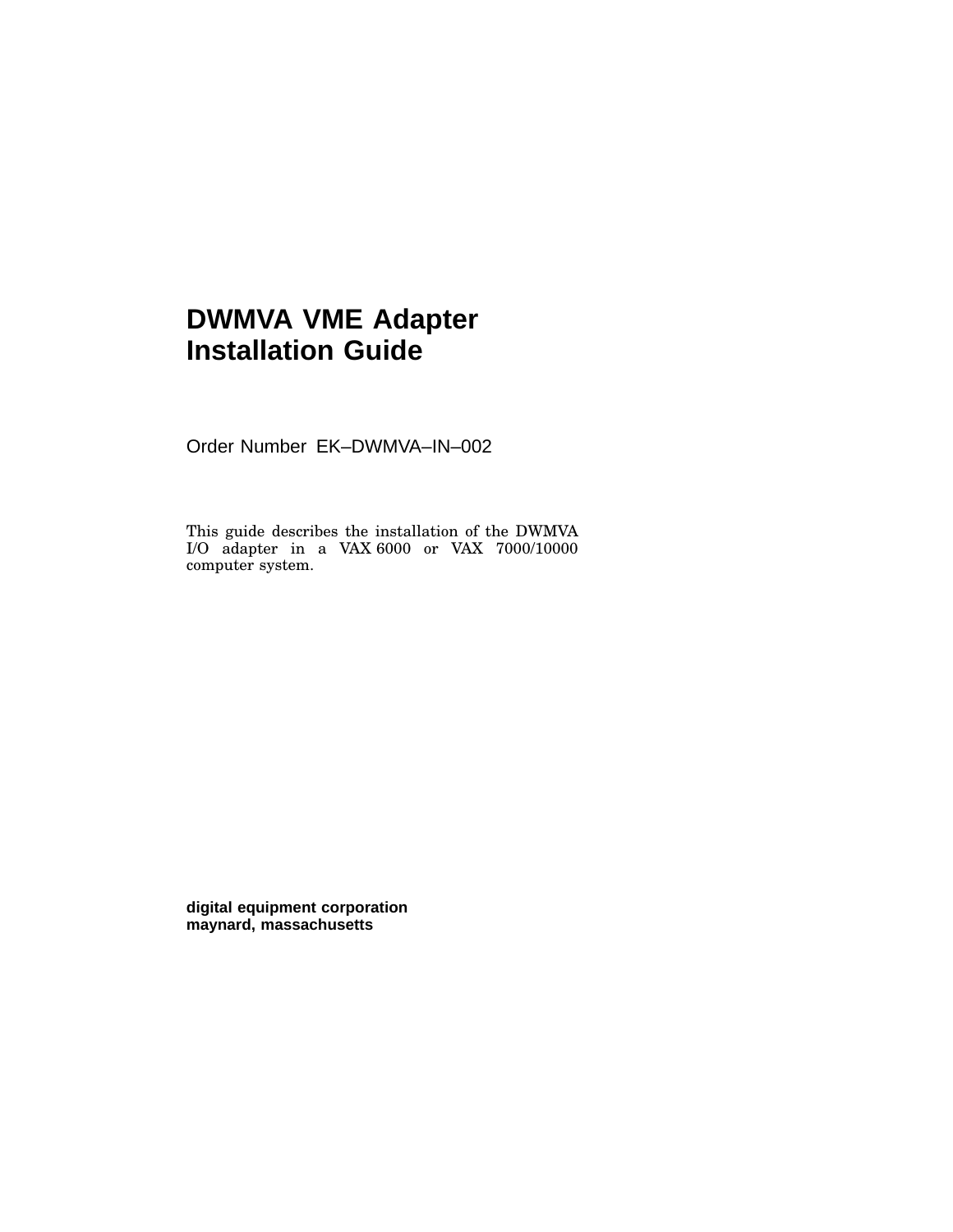# DWMVA VME Adapter Installation Guide

Order Number EK–DWMVA–IN–002

This guide describes the installation of the DWMVA I/O adapter in a VAX 6000 or VAX 7000/10000 computer system.

**digital equipment corporation**
**maynard, massachusetts**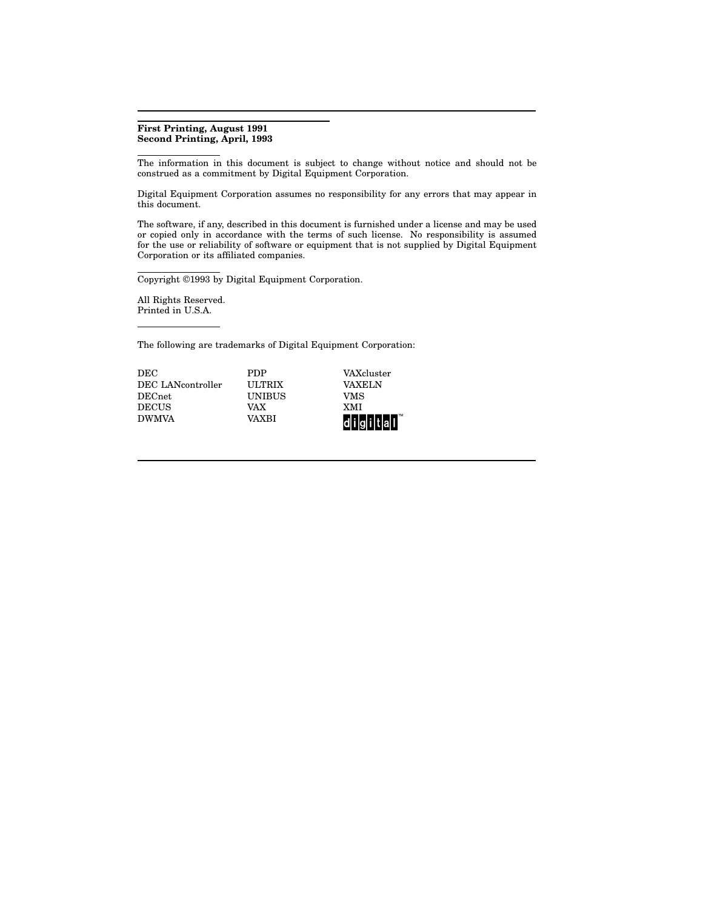**First Printing, August 1991**
**Second Printing, April, 1993**

The information in this document is subject to change without notice and should not be construed as a commitment by Digital Equipment Corporation.

Digital Equipment Corporation assumes no responsibility for any errors that may appear in this document.

The software, if any, described in this document is furnished under a license and may be used or copied only in accordance with the terms of such license. No responsibility is assumed for the use or reliability of software or equipment that is not supplied by Digital Equipment Corporation or its affiliated companies.

Copyright ©1993 by Digital Equipment Corporation.

All Rights Reserved.
Printed in U.S.A.

The following are trademarks of Digital Equipment Corporation:

| | | |
|---|---|---|
| DEC | PDP | VAXcluster |
| DEC LANcontroller | ULTRIX | VAXELN |
| DECnet | UNIBUS | VMS |
| DECUS | VAX | XMI |
| DWMVA | VAXBI | digital™ |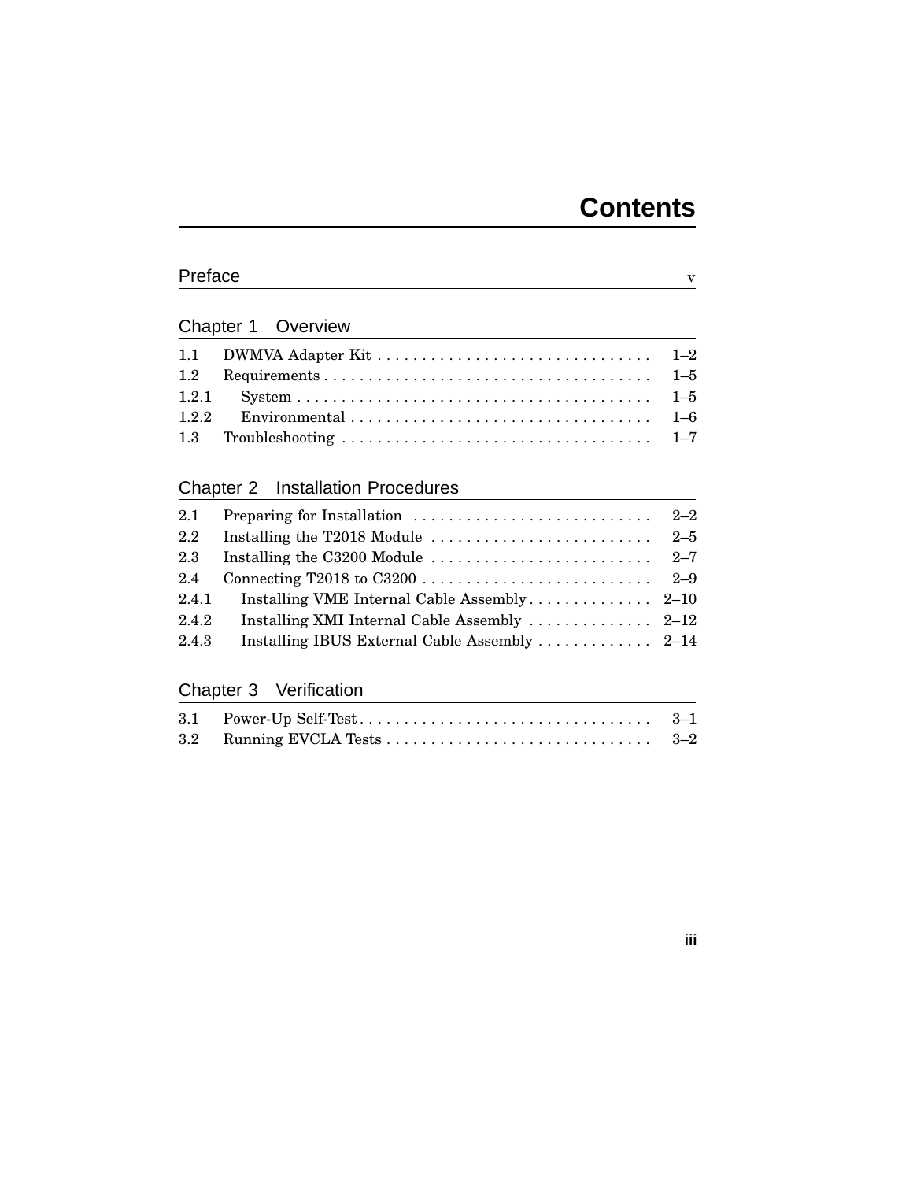# Contents

## Preface ..... v

## Chapter 1 Overview

| | | |
|---|---|---|
| 1.1 | DWMVA Adapter Kit | 1–2 |
| 1.2 | Requirements | 1–5 |
| 1.2.1 | System | 1–5 |
| 1.2.2 | Environmental | 1–6 |
| 1.3 | Troubleshooting | 1–7 |

## Chapter 2 Installation Procedures

| | | |
|---|---|---|
| 2.1 | Preparing for Installation | 2–2 |
| 2.2 | Installing the T2018 Module | 2–5 |
| 2.3 | Installing the C3200 Module | 2–7 |
| 2.4 | Connecting T2018 to C3200 | 2–9 |
| 2.4.1 | Installing VME Internal Cable Assembly | 2–10 |
| 2.4.2 | Installing XMI Internal Cable Assembly | 2–12 |
| 2.4.3 | Installing IBUS External Cable Assembly | 2–14 |

## Chapter 3 Verification

| | | |
|---|---|---|
| 3.1 | Power-Up Self-Test | 3–1 |
| 3.2 | Running EVCLA Tests | 3–2 |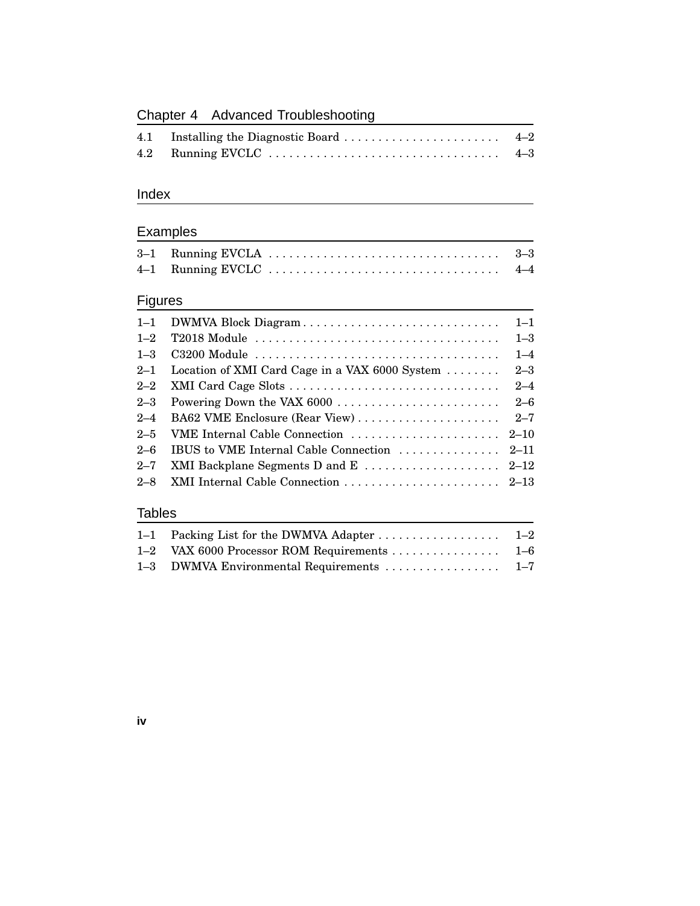## Chapter 4 Advanced Troubleshooting

| | | |
|---|---|---|
| 4.1 | Installing the Diagnostic Board | 4–2 |
| 4.2 | Running EVCLC | 4–3 |

## Index

## Examples

| | | |
|---|---|---|
| 3–1 | Running EVCLA | 3–3 |
| 4–1 | Running EVCLC | 4–4 |

## Figures

| | | |
|---|---|---|
| 1–1 | DWMVA Block Diagram | 1–1 |
| 1–2 | T2018 Module | 1–3 |
| 1–3 | C3200 Module | 1–4 |
| 2–1 | Location of XMI Card Cage in a VAX 6000 System | 2–3 |
| 2–2 | XMI Card Cage Slots | 2–4 |
| 2–3 | Powering Down the VAX 6000 | 2–6 |
| 2–4 | BA62 VME Enclosure (Rear View) | 2–7 |
| 2–5 | VME Internal Cable Connection | 2–10 |
| 2–6 | IBUS to VME Internal Cable Connection | 2–11 |
| 2–7 | XMI Backplane Segments D and E | 2–12 |
| 2–8 | XMI Internal Cable Connection | 2–13 |

## Tables

| | | |
|---|---|---|
| 1–1 | Packing List for the DWMVA Adapter | 1–2 |
| 1–2 | VAX 6000 Processor ROM Requirements | 1–6 |
| 1–3 | DWMVA Environmental Requirements | 1–7 |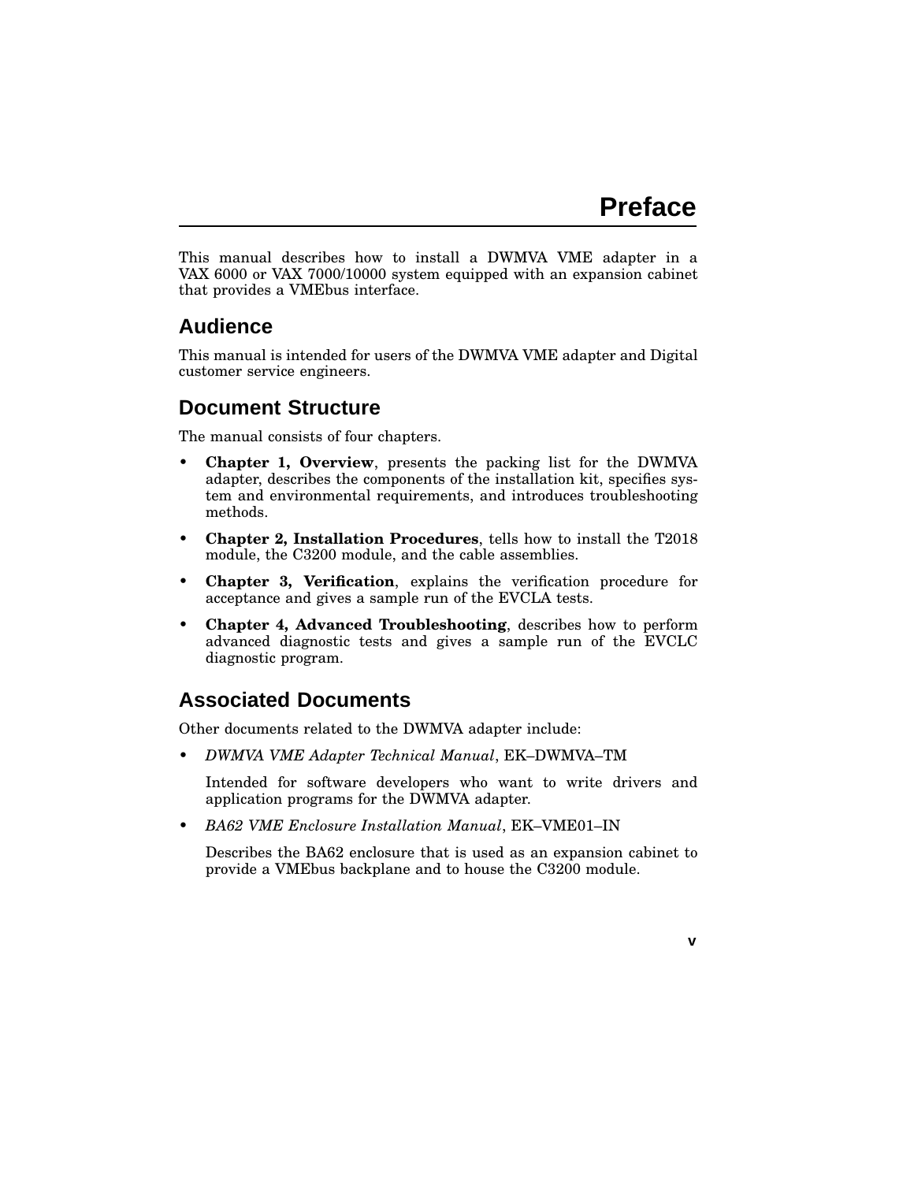# Preface

This manual describes how to install a DWMVA VME adapter in a VAX 6000 or VAX 7000/10000 system equipped with an expansion cabinet that provides a VMEbus interface.

## Audience

This manual is intended for users of the DWMVA VME adapter and Digital customer service engineers.

## Document Structure

The manual consists of four chapters.

- **Chapter 1, Overview**, presents the packing list for the DWMVA adapter, describes the components of the installation kit, specifies system and environmental requirements, and introduces troubleshooting methods.
- **Chapter 2, Installation Procedures**, tells how to install the T2018 module, the C3200 module, and the cable assemblies.
- **Chapter 3, Verification**, explains the verification procedure for acceptance and gives a sample run of the EVCLA tests.
- **Chapter 4, Advanced Troubleshooting**, describes how to perform advanced diagnostic tests and gives a sample run of the EVCLC diagnostic program.

## Associated Documents

Other documents related to the DWMVA adapter include:

- *DWMVA VME Adapter Technical Manual*, EK–DWMVA–TM

  Intended for software developers who want to write drivers and application programs for the DWMVA adapter.

- *BA62 VME Enclosure Installation Manual*, EK–VME01–IN

  Describes the BA62 enclosure that is used as an expansion cabinet to provide a VMEbus backplane and to house the C3200 module.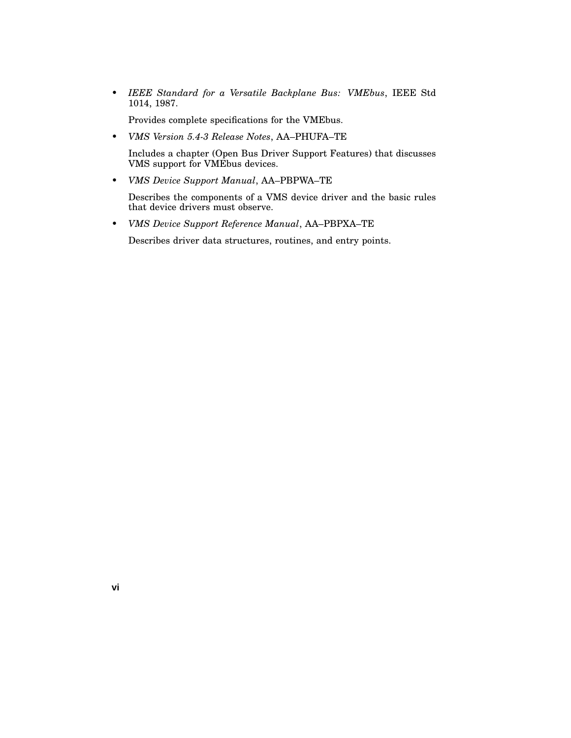- *IEEE Standard for a Versatile Backplane Bus: VMEbus*, IEEE Std 1014, 1987.

  Provides complete specifications for the VMEbus.

- *VMS Version 5.4-3 Release Notes*, AA–PHUFA–TE

  Includes a chapter (Open Bus Driver Support Features) that discusses VMS support for VMEbus devices.

- *VMS Device Support Manual*, AA–PBPWA–TE

  Describes the components of a VMS device driver and the basic rules that device drivers must observe.

- *VMS Device Support Reference Manual*, AA–PBPXA–TE

  Describes driver data structures, routines, and entry points.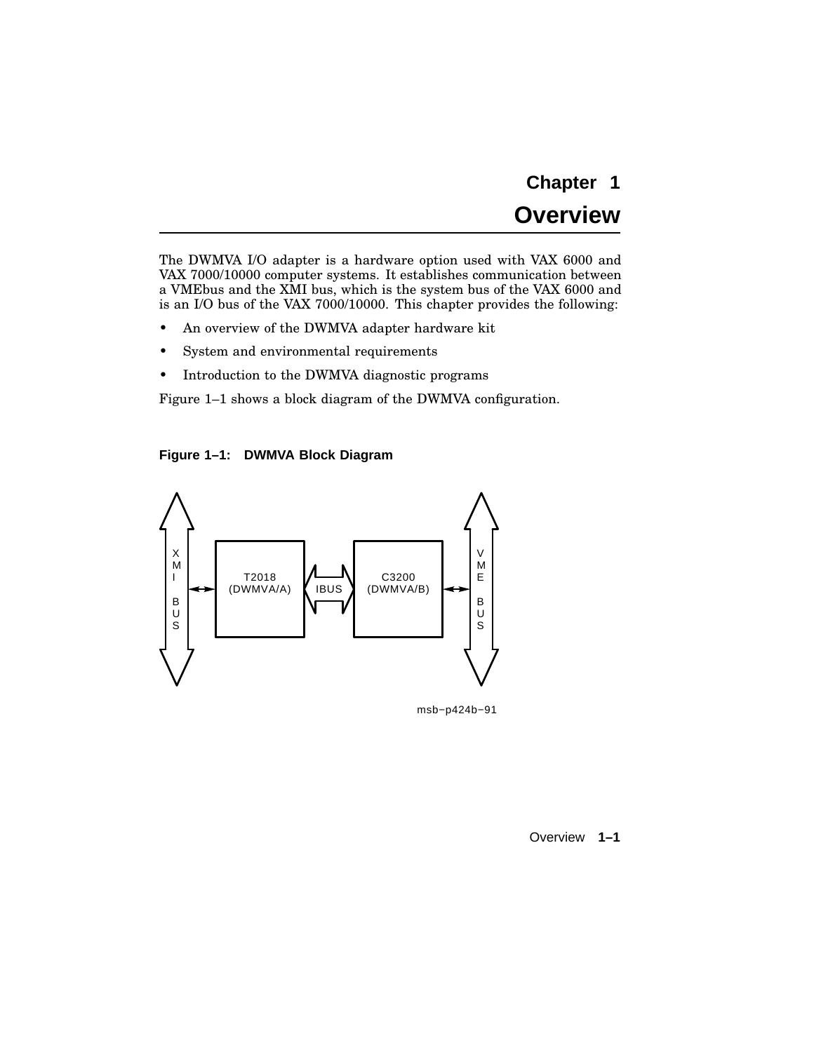# Chapter 1
# Overview

The DWMVA I/O adapter is a hardware option used with VAX 6000 and VAX 7000/10000 computer systems. It establishes communication between a VMEbus and the XMI bus, which is the system bus of the VAX 6000 and is an I/O bus of the VAX 7000/10000. This chapter provides the following:

- An overview of the DWMVA adapter hardware kit
- System and environmental requirements
- Introduction to the DWMVA diagnostic programs

Figure 1–1 shows a block diagram of the DWMVA configuration.

**Figure 1–1: DWMVA Block Diagram**

XMI BUS ↔ T2018 (DWMVA/A) ⇔ IBUS ⇔ C3200 (DWMVA/B) ↔ VME BUS

msb–p424b–91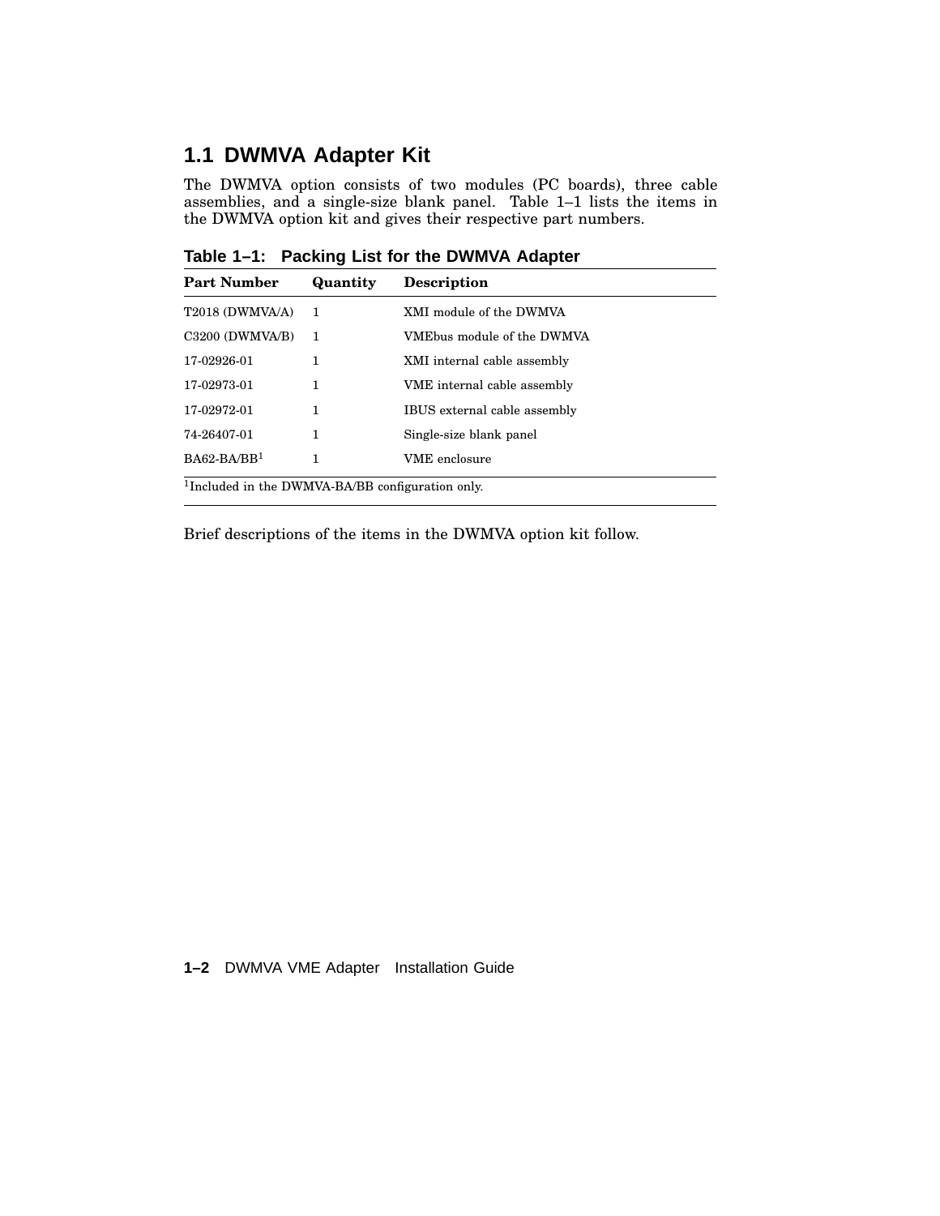## 1.1 DWMVA Adapter Kit

The DWMVA option consists of two modules (PC boards), three cable assemblies, and a single-size blank panel. Table 1–1 lists the items in the DWMVA option kit and gives their respective part numbers.

**Table 1–1: Packing List for the DWMVA Adapter**

| Part Number | Quantity | Description |
|---|---|---|
| T2018 (DWMVA/A) | 1 | XMI module of the DWMVA |
| C3200 (DWMVA/B) | 1 | VMEbus module of the DWMVA |
| 17-02926-01 | 1 | XMI internal cable assembly |
| 17-02973-01 | 1 | VME internal cable assembly |
| 17-02972-01 | 1 | IBUS external cable assembly |
| 74-26407-01 | 1 | Single-size blank panel |
| BA62-BA/BB[1] | 1 | VME enclosure |

[1]Included in the DWMVA-BA/BB configuration only.

Brief descriptions of the items in the DWMVA option kit follow.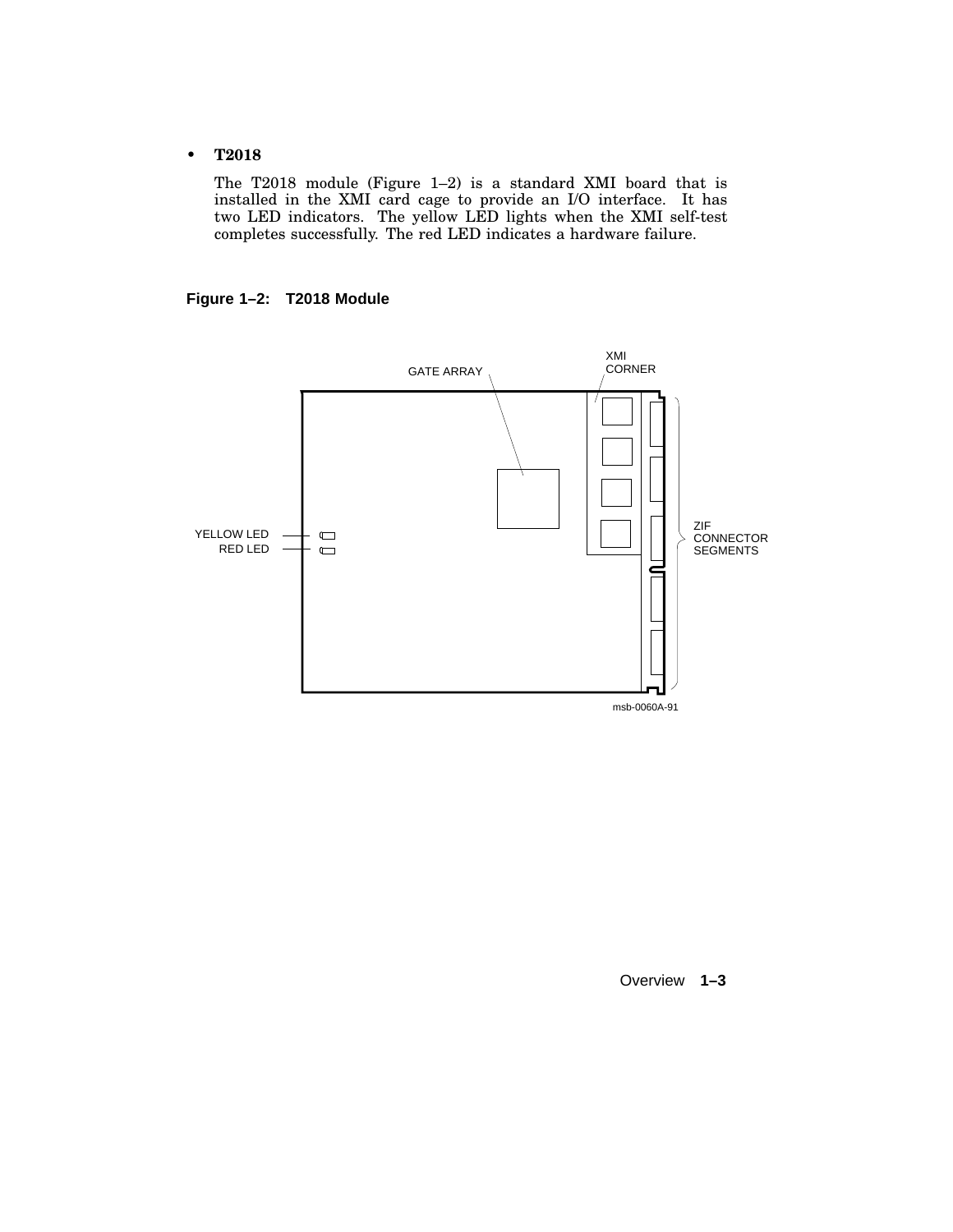- **T2018**

  The T2018 module (Figure 1–2) is a standard XMI board that is installed in the XMI card cage to provide an I/O interface. It has two LED indicators. The yellow LED lights when the XMI self-test completes successfully. The red LED indicates a hardware failure.

**Figure 1–2: T2018 Module**

GATE ARRAY

XMI CORNER

YELLOW LED

RED LED

ZIF CONNECTOR SEGMENTS

msb-0060A-91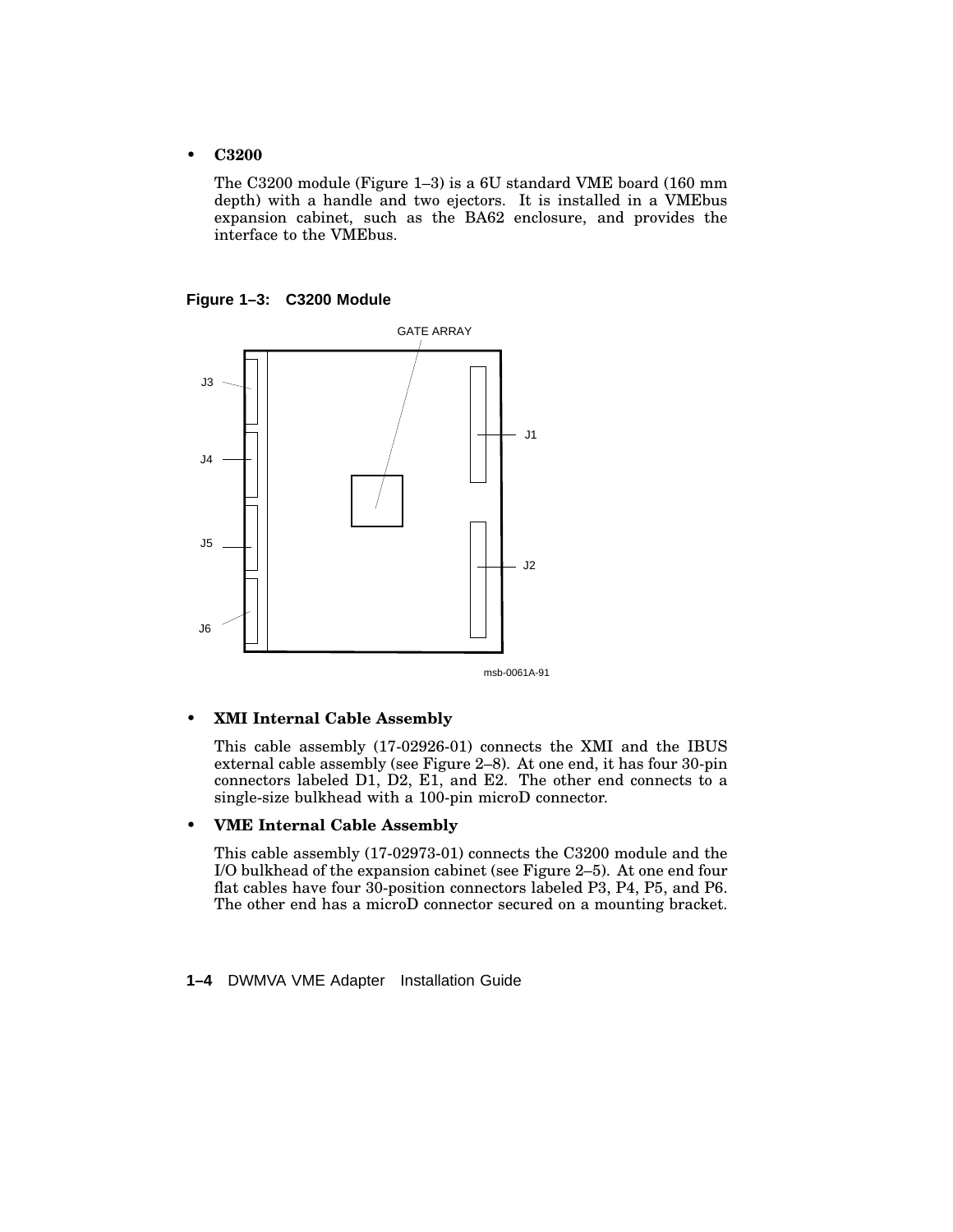- **C3200**

  The C3200 module (Figure 1–3) is a 6U standard VME board (160 mm depth) with a handle and two ejectors. It is installed in a VMEbus expansion cabinet, such as the BA62 enclosure, and provides the interface to the VMEbus.

**Figure 1–3: C3200 Module**

GATE ARRAY

J3

J4

J5

J6

J1

J2

msb-0061A-91

- **XMI Internal Cable Assembly**

  This cable assembly (17-02926-01) connects the XMI and the IBUS external cable assembly (see Figure 2–8). At one end, it has four 30-pin connectors labeled D1, D2, E1, and E2. The other end connects to a single-size bulkhead with a 100-pin microD connector.

- **VME Internal Cable Assembly**

  This cable assembly (17-02973-01) connects the C3200 module and the I/O bulkhead of the expansion cabinet (see Figure 2–5). At one end four flat cables have four 30-position connectors labeled P3, P4, P5, and P6. The other end has a microD connector secured on a mounting bracket.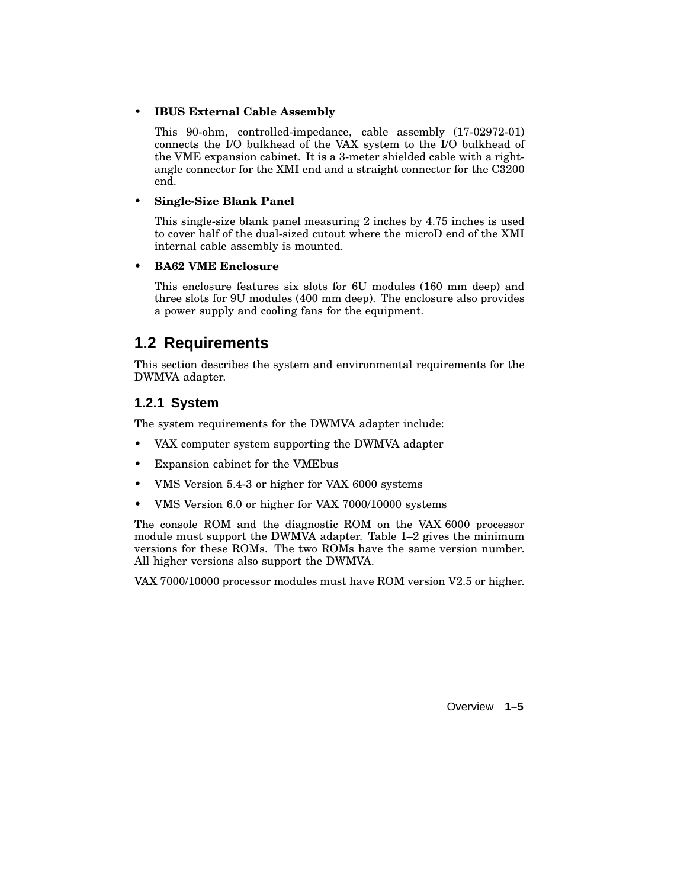- **IBUS External Cable Assembly**

  This 90-ohm, controlled-impedance, cable assembly (17-02972-01) connects the I/O bulkhead of the VAX system to the I/O bulkhead of the VME expansion cabinet. It is a 3-meter shielded cable with a right-angle connector for the XMI end and a straight connector for the C3200 end.

- **Single-Size Blank Panel**

  This single-size blank panel measuring 2 inches by 4.75 inches is used to cover half of the dual-sized cutout where the microD end of the XMI internal cable assembly is mounted.

- **BA62 VME Enclosure**

  This enclosure features six slots for 6U modules (160 mm deep) and three slots for 9U modules (400 mm deep). The enclosure also provides a power supply and cooling fans for the equipment.

## 1.2 Requirements

This section describes the system and environmental requirements for the DWMVA adapter.

### 1.2.1 System

The system requirements for the DWMVA adapter include:

- VAX computer system supporting the DWMVA adapter
- Expansion cabinet for the VMEbus
- VMS Version 5.4-3 or higher for VAX 6000 systems
- VMS Version 6.0 or higher for VAX 7000/10000 systems

The console ROM and the diagnostic ROM on the VAX 6000 processor module must support the DWMVA adapter. Table 1–2 gives the minimum versions for these ROMs. The two ROMs have the same version number. All higher versions also support the DWMVA.

VAX 7000/10000 processor modules must have ROM version V2.5 or higher.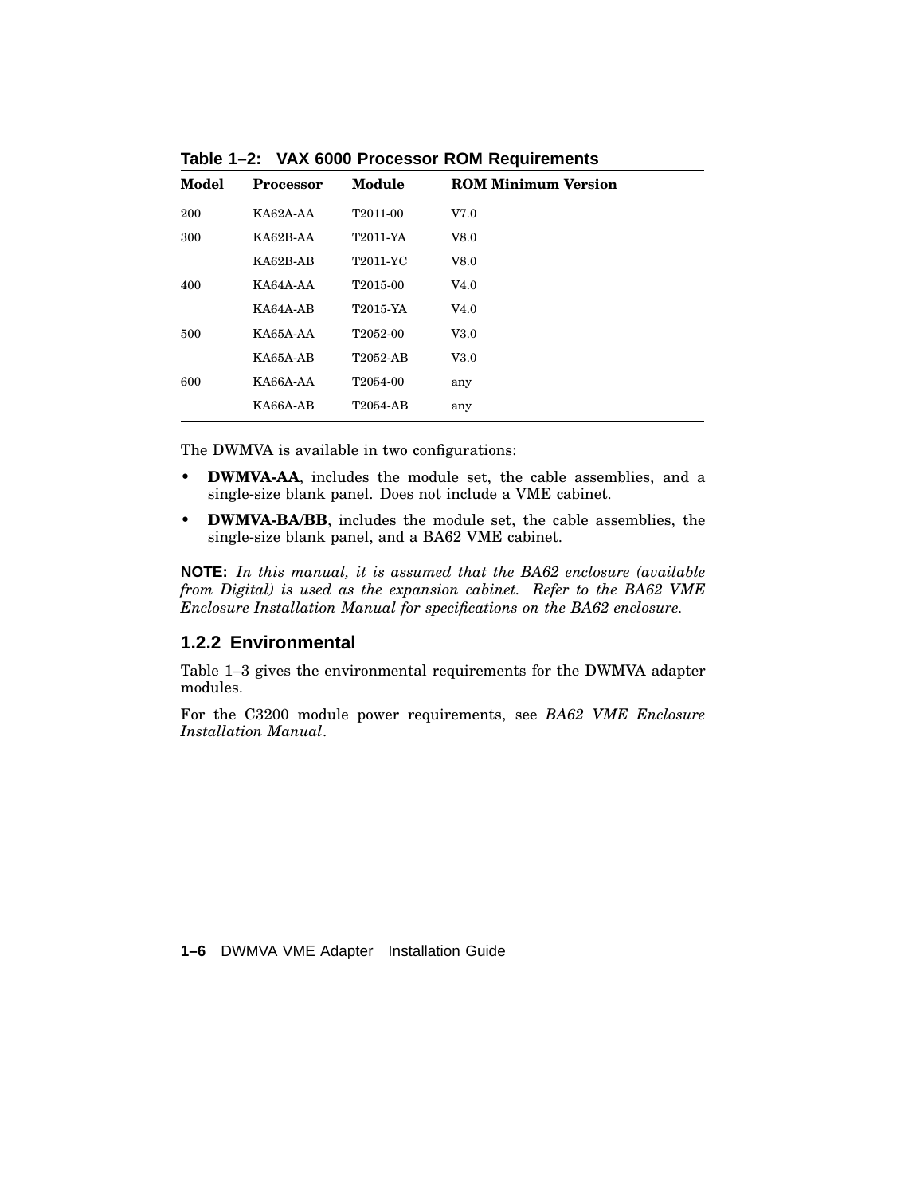**Table 1–2: VAX 6000 Processor ROM Requirements**

| Model | Processor | Module | ROM Minimum Version |
|---|---|---|---|
| 200 | KA62A-AA | T2011-00 | V7.0 |
| 300 | KA62B-AA | T2011-YA | V8.0 |
| | KA62B-AB | T2011-YC | V8.0 |
| 400 | KA64A-AA | T2015-00 | V4.0 |
| | KA64A-AB | T2015-YA | V4.0 |
| 500 | KA65A-AA | T2052-00 | V3.0 |
| | KA65A-AB | T2052-AB | V3.0 |
| 600 | KA66A-AA | T2054-00 | any |
| | KA66A-AB | T2054-AB | any |

The DWMVA is available in two configurations:

- **DWMVA-AA**, includes the module set, the cable assemblies, and a single-size blank panel. Does not include a VME cabinet.
- **DWMVA-BA/BB**, includes the module set, the cable assemblies, the single-size blank panel, and a BA62 VME cabinet.

**NOTE:** *In this manual, it is assumed that the BA62 enclosure (available from Digital) is used as the expansion cabinet. Refer to the BA62 VME Enclosure Installation Manual for specifications on the BA62 enclosure.*

### 1.2.2 Environmental

Table 1–3 gives the environmental requirements for the DWMVA adapter modules.

For the C3200 module power requirements, see *BA62 VME Enclosure Installation Manual*.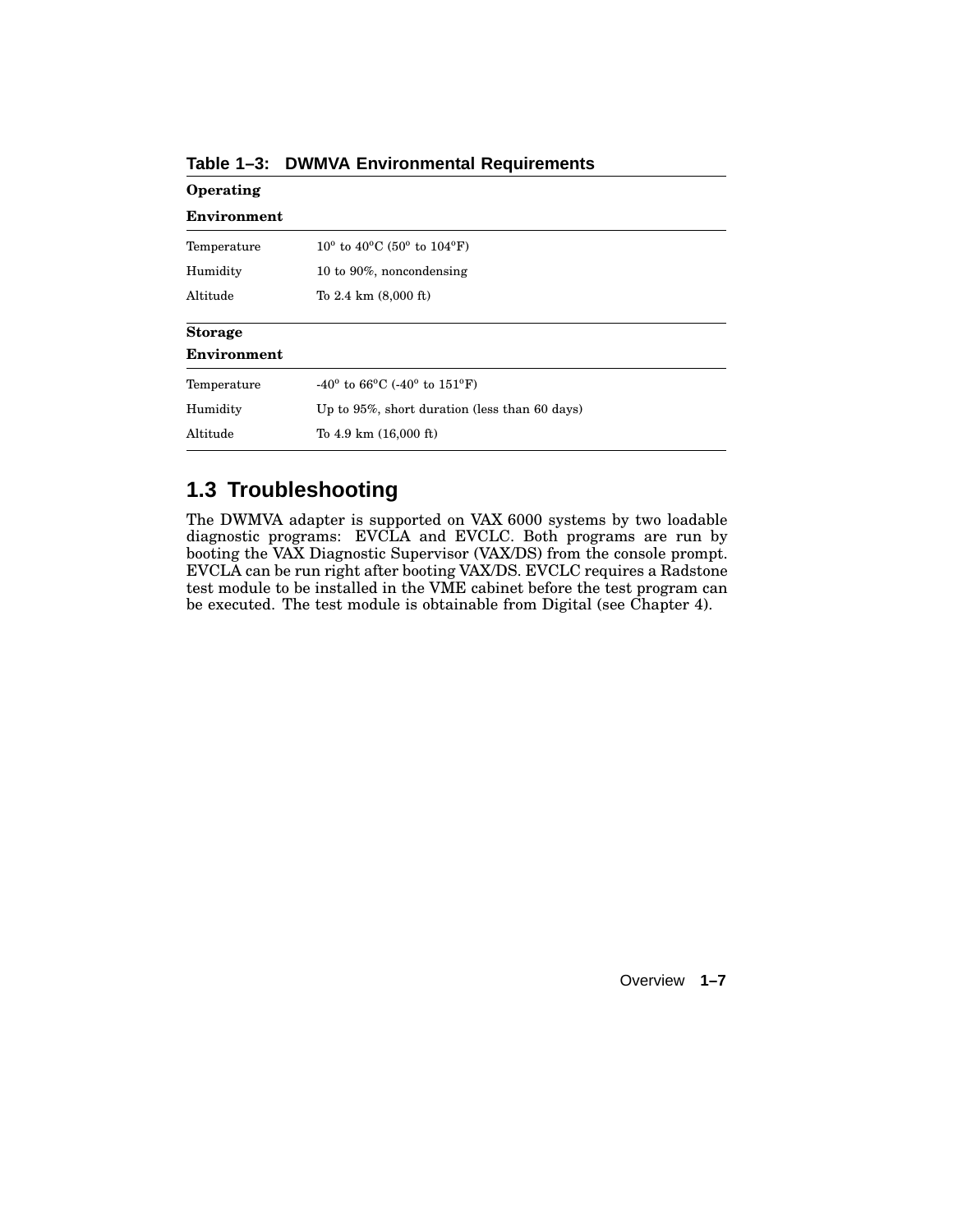**Table 1–3: DWMVA Environmental Requirements**

| | |
|---|---|
| **Operating Environment** | |
| Temperature | $10^o$ to $40^oC$ ($50^o$ to $104^oF$) |
| Humidity | 10 to 90%, noncondensing |
| Altitude | To 2.4 km (8,000 ft) |
| **Storage Environment** | |
| Temperature | $-40^o$ to $66^oC$ ($-40^o$ to $151^oF$) |
| Humidity | Up to 95%, short duration (less than 60 days) |
| Altitude | To 4.9 km (16,000 ft) |

## 1.3 Troubleshooting

The DWMVA adapter is supported on VAX 6000 systems by two loadable diagnostic programs: EVCLA and EVCLC. Both programs are run by booting the VAX Diagnostic Supervisor (VAX/DS) from the console prompt. EVCLA can be run right after booting VAX/DS. EVCLC requires a Radstone test module to be installed in the VME cabinet before the test program can be executed. The test module is obtainable from Digital (see Chapter 4).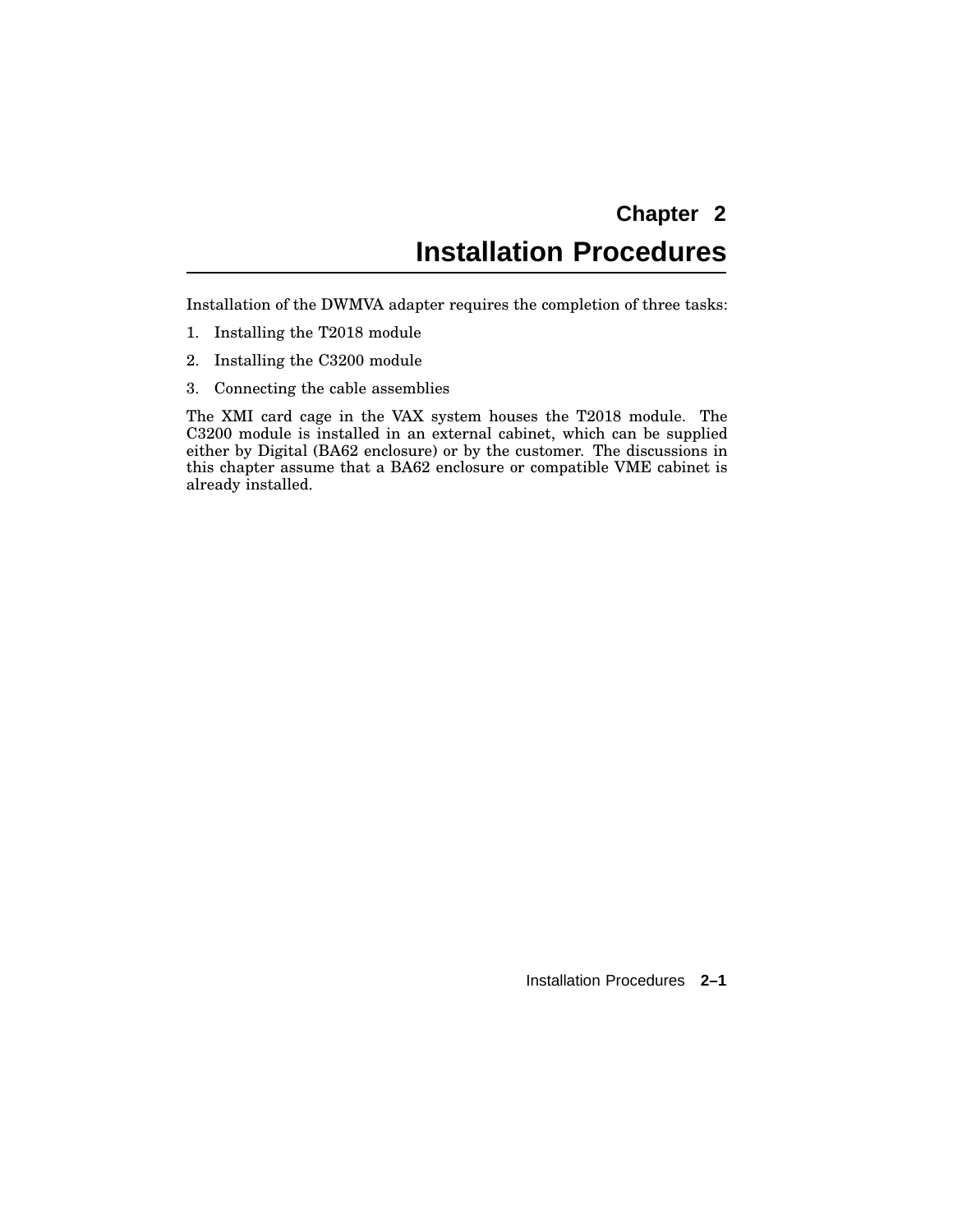# Chapter 2
# Installation Procedures

Installation of the DWMVA adapter requires the completion of three tasks:

1. Installing the T2018 module
2. Installing the C3200 module
3. Connecting the cable assemblies

The XMI card cage in the VAX system houses the T2018 module. The C3200 module is installed in an external cabinet, which can be supplied either by Digital (BA62 enclosure) or by the customer. The discussions in this chapter assume that a BA62 enclosure or compatible VME cabinet is already installed.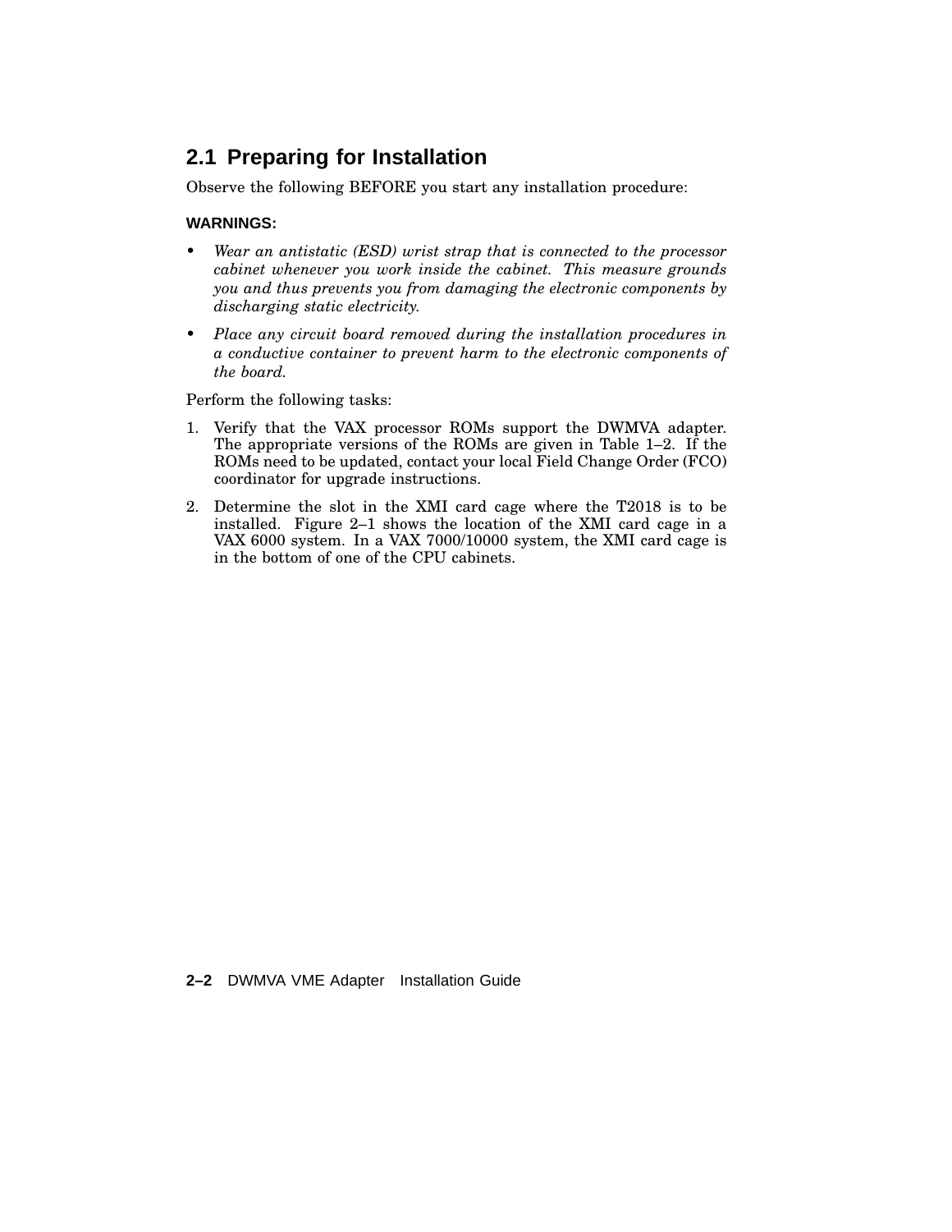## 2.1 Preparing for Installation

Observe the following BEFORE you start any installation procedure:

**WARNINGS:**

- *Wear an antistatic (ESD) wrist strap that is connected to the processor cabinet whenever you work inside the cabinet. This measure grounds you and thus prevents you from damaging the electronic components by discharging static electricity.*
- *Place any circuit board removed during the installation procedures in a conductive container to prevent harm to the electronic components of the board.*

Perform the following tasks:

1. Verify that the VAX processor ROMs support the DWMVA adapter. The appropriate versions of the ROMs are given in Table 1–2. If the ROMs need to be updated, contact your local Field Change Order (FCO) coordinator for upgrade instructions.
2. Determine the slot in the XMI card cage where the T2018 is to be installed. Figure 2–1 shows the location of the XMI card cage in a VAX 6000 system. In a VAX 7000/10000 system, the XMI card cage is in the bottom of one of the CPU cabinets.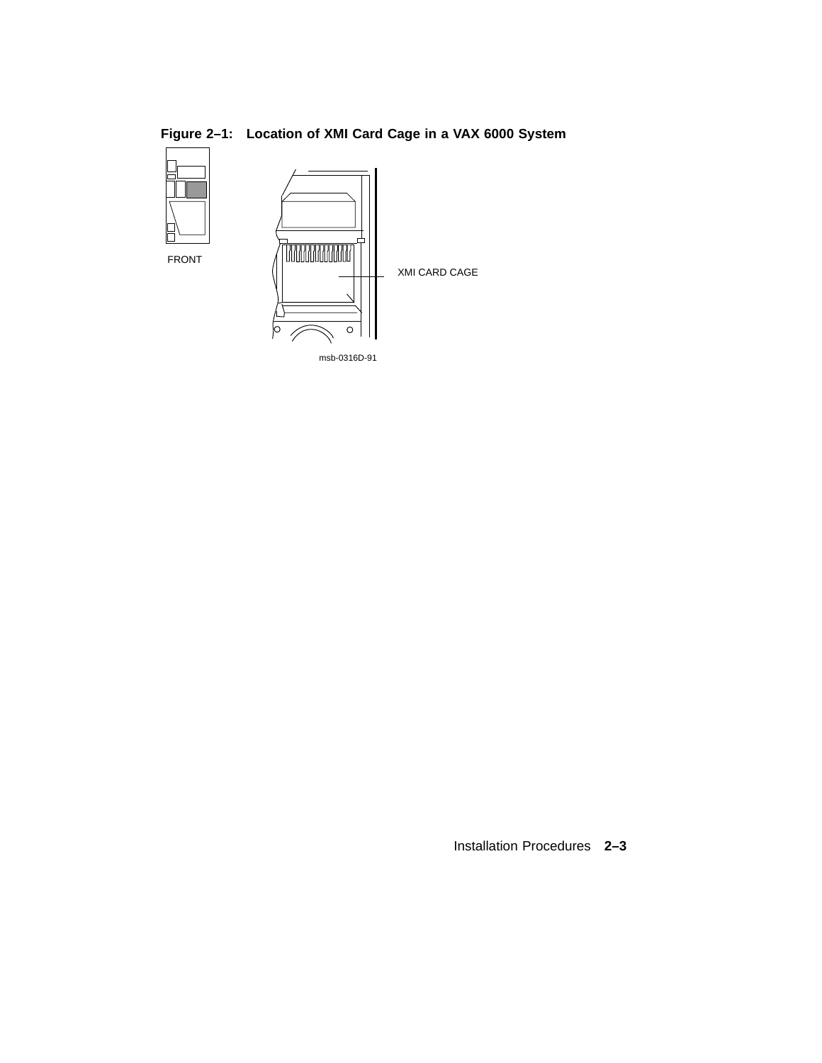**Figure 2–1: Location of XMI Card Cage in a VAX 6000 System**

FRONT

XMI CARD CAGE

msb-0316D-91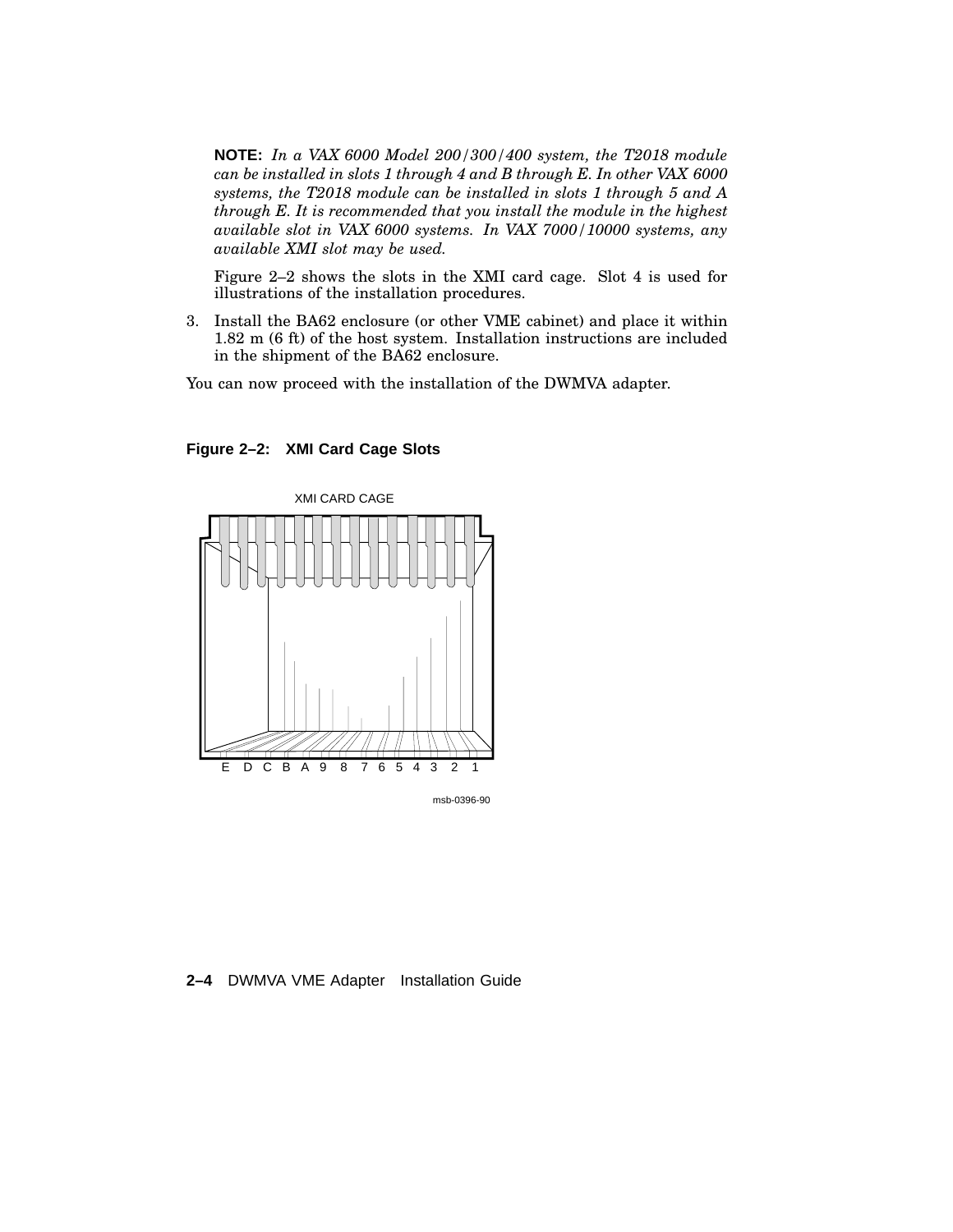**NOTE:** *In a VAX 6000 Model 200/300/400 system, the T2018 module can be installed in slots 1 through 4 and B through E. In other VAX 6000 systems, the T2018 module can be installed in slots 1 through 5 and A through E. It is recommended that you install the module in the highest available slot in VAX 6000 systems. In VAX 7000/10000 systems, any available XMI slot may be used.*

Figure 2–2 shows the slots in the XMI card cage. Slot 4 is used for illustrations of the installation procedures.

3. Install the BA62 enclosure (or other VME cabinet) and place it within 1.82 m (6 ft) of the host system. Installation instructions are included in the shipment of the BA62 enclosure.

You can now proceed with the installation of the DWMVA adapter.

**Figure 2–2: XMI Card Cage Slots**

XMI CARD CAGE

E D C B A 9 8 7 6 5 4 3 2 1

msb-0396-90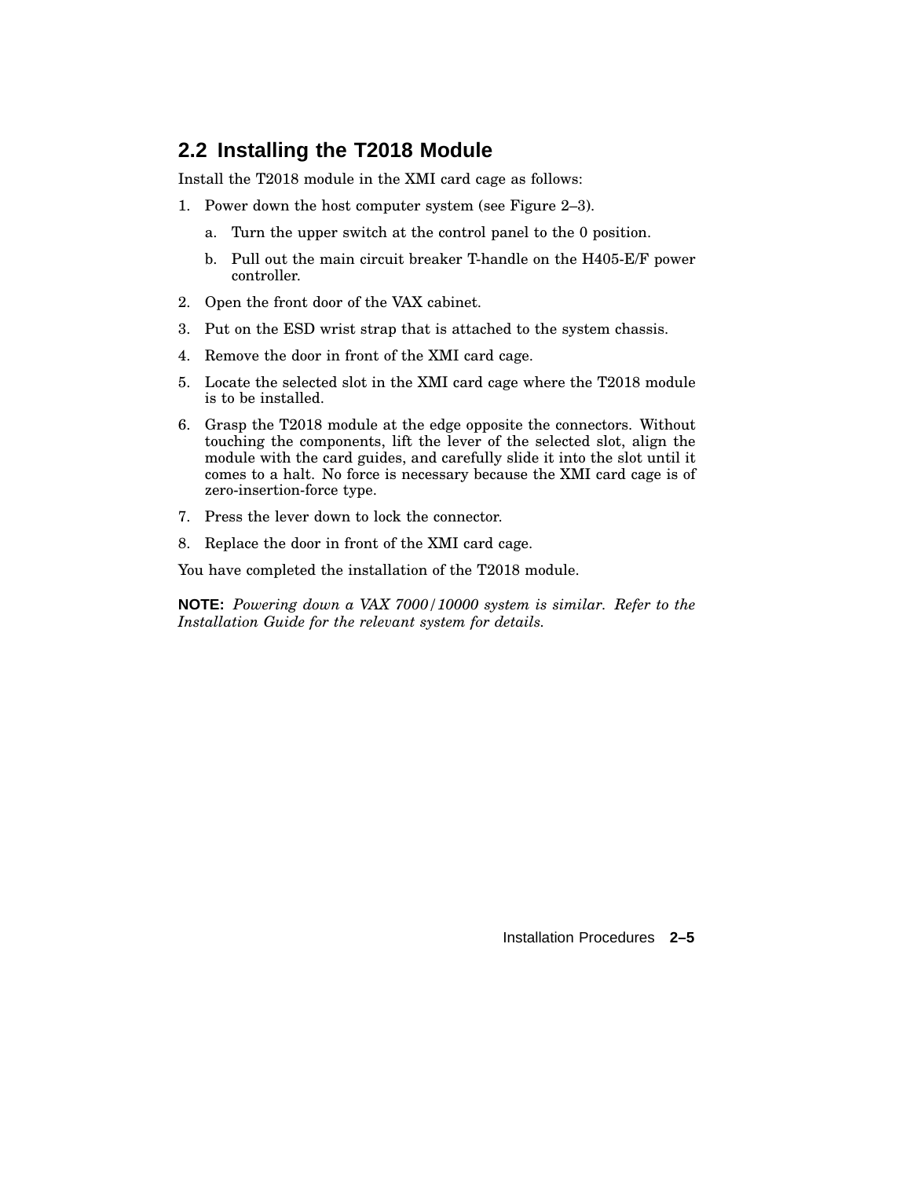## 2.2 Installing the T2018 Module

Install the T2018 module in the XMI card cage as follows:

1. Power down the host computer system (see Figure 2–3).
   a. Turn the upper switch at the control panel to the 0 position.
   b. Pull out the main circuit breaker T-handle on the H405-E/F power controller.
2. Open the front door of the VAX cabinet.
3. Put on the ESD wrist strap that is attached to the system chassis.
4. Remove the door in front of the XMI card cage.
5. Locate the selected slot in the XMI card cage where the T2018 module is to be installed.
6. Grasp the T2018 module at the edge opposite the connectors. Without touching the components, lift the lever of the selected slot, align the module with the card guides, and carefully slide it into the slot until it comes to a halt. No force is necessary because the XMI card cage is of zero-insertion-force type.
7. Press the lever down to lock the connector.
8. Replace the door in front of the XMI card cage.

You have completed the installation of the T2018 module.

**NOTE:** *Powering down a VAX 7000/10000 system is similar. Refer to the Installation Guide for the relevant system for details.*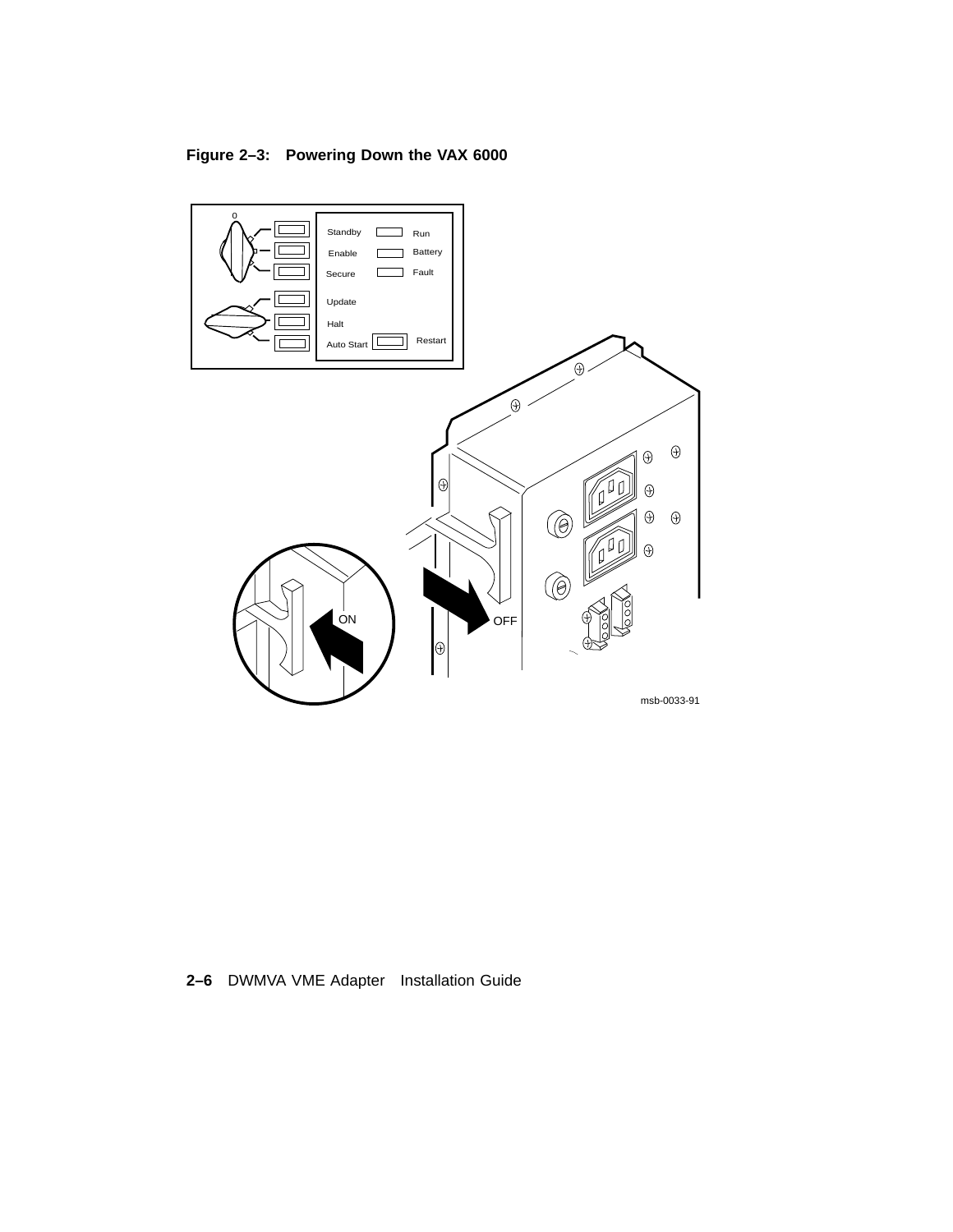**Figure 2–3: Powering Down the VAX 6000**

0

Standby

Enable

Secure

Update

Halt

Auto Start

Run

Battery

Fault

Restart

ON

OFF

msb-0033-91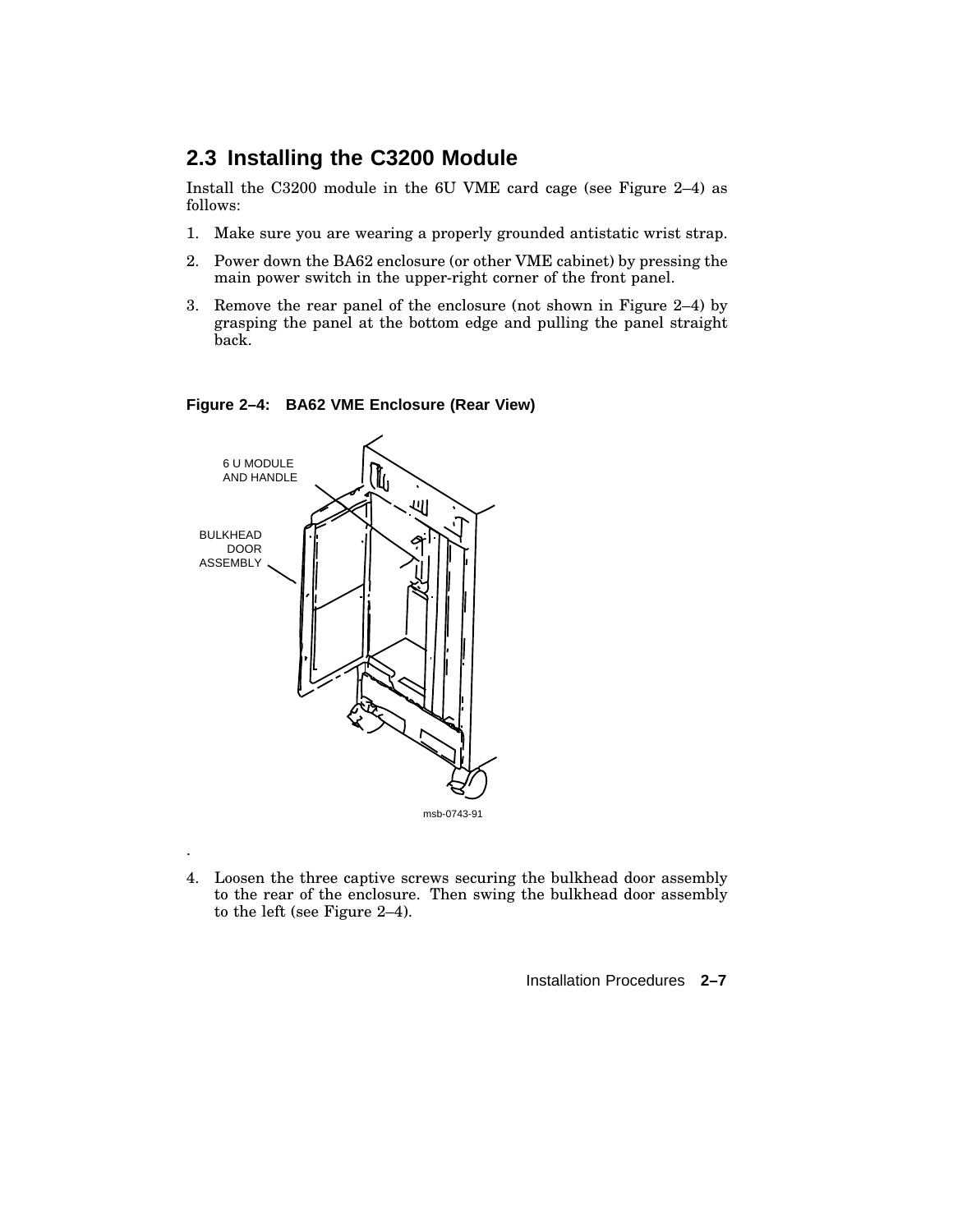## 2.3 Installing the C3200 Module

Install the C3200 module in the 6U VME card cage (see Figure 2–4) as follows:

1. Make sure you are wearing a properly grounded antistatic wrist strap.
2. Power down the BA62 enclosure (or other VME cabinet) by pressing the main power switch in the upper-right corner of the front panel.
3. Remove the rear panel of the enclosure (not shown in Figure 2–4) by grasping the panel at the bottom edge and pulling the panel straight back.

**Figure 2–4: BA62 VME Enclosure (Rear View)**

6 U MODULE AND HANDLE

BULKHEAD DOOR ASSEMBLY

msb-0743-91

4. Loosen the three captive screws securing the bulkhead door assembly to the rear of the enclosure. Then swing the bulkhead door assembly to the left (see Figure 2–4).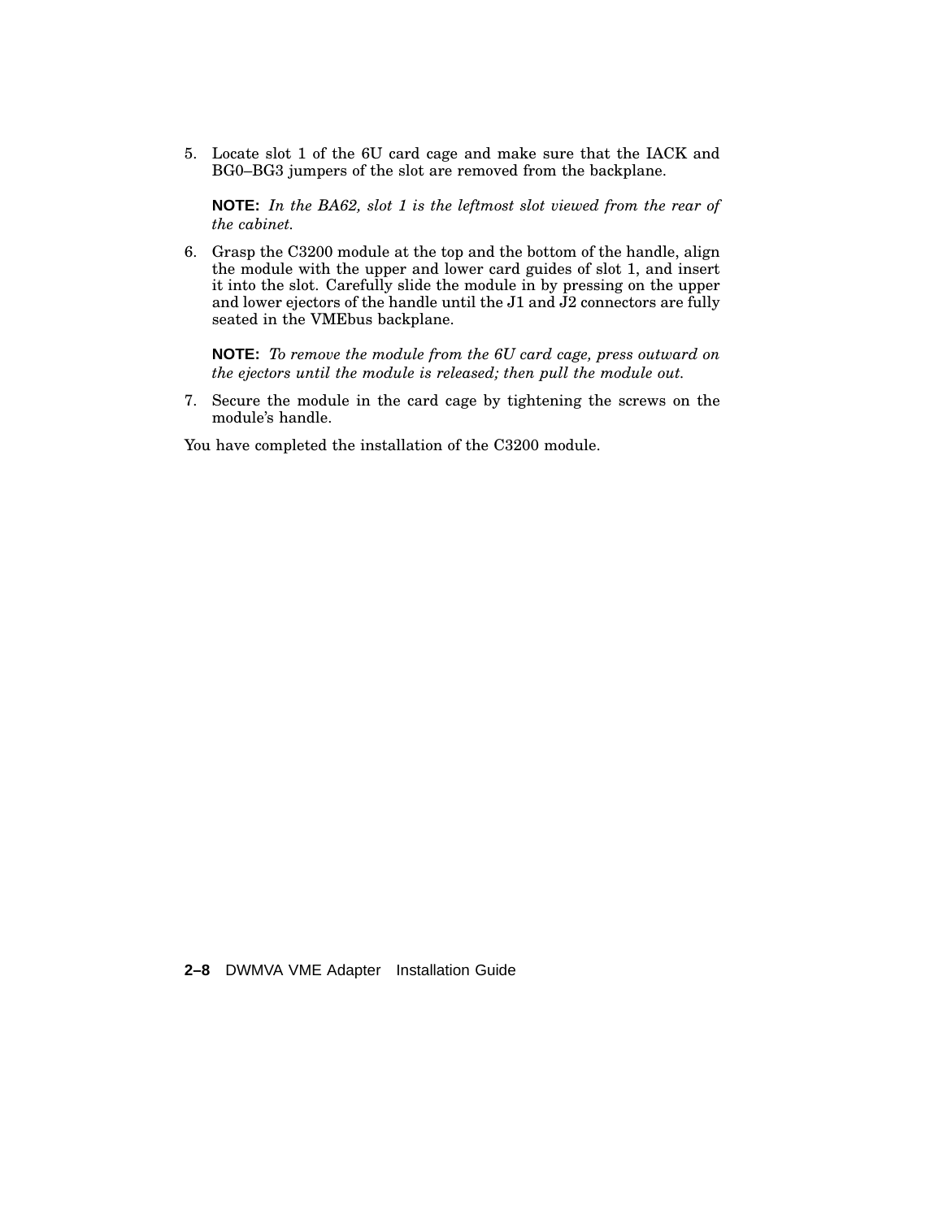5. Locate slot 1 of the 6U card cage and make sure that the IACK and BG0–BG3 jumpers of the slot are removed from the backplane.

   **NOTE:** *In the BA62, slot 1 is the leftmost slot viewed from the rear of the cabinet.*

6. Grasp the C3200 module at the top and the bottom of the handle, align the module with the upper and lower card guides of slot 1, and insert it into the slot. Carefully slide the module in by pressing on the upper and lower ejectors of the handle until the J1 and J2 connectors are fully seated in the VMEbus backplane.

   **NOTE:** *To remove the module from the 6U card cage, press outward on the ejectors until the module is released; then pull the module out.*

7. Secure the module in the card cage by tightening the screws on the module's handle.

You have completed the installation of the C3200 module.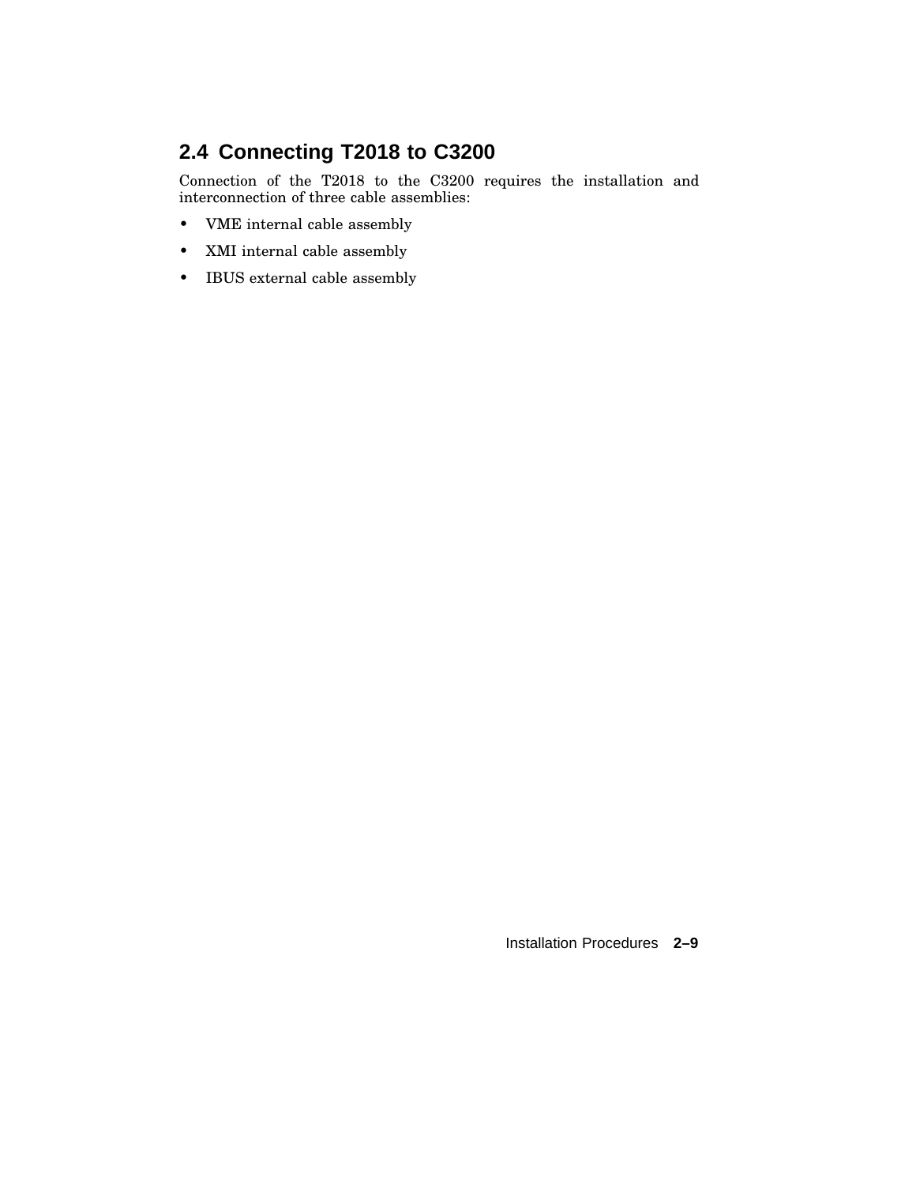## 2.4 Connecting T2018 to C3200

Connection of the T2018 to the C3200 requires the installation and interconnection of three cable assemblies:

- VME internal cable assembly
- XMI internal cable assembly
- IBUS external cable assembly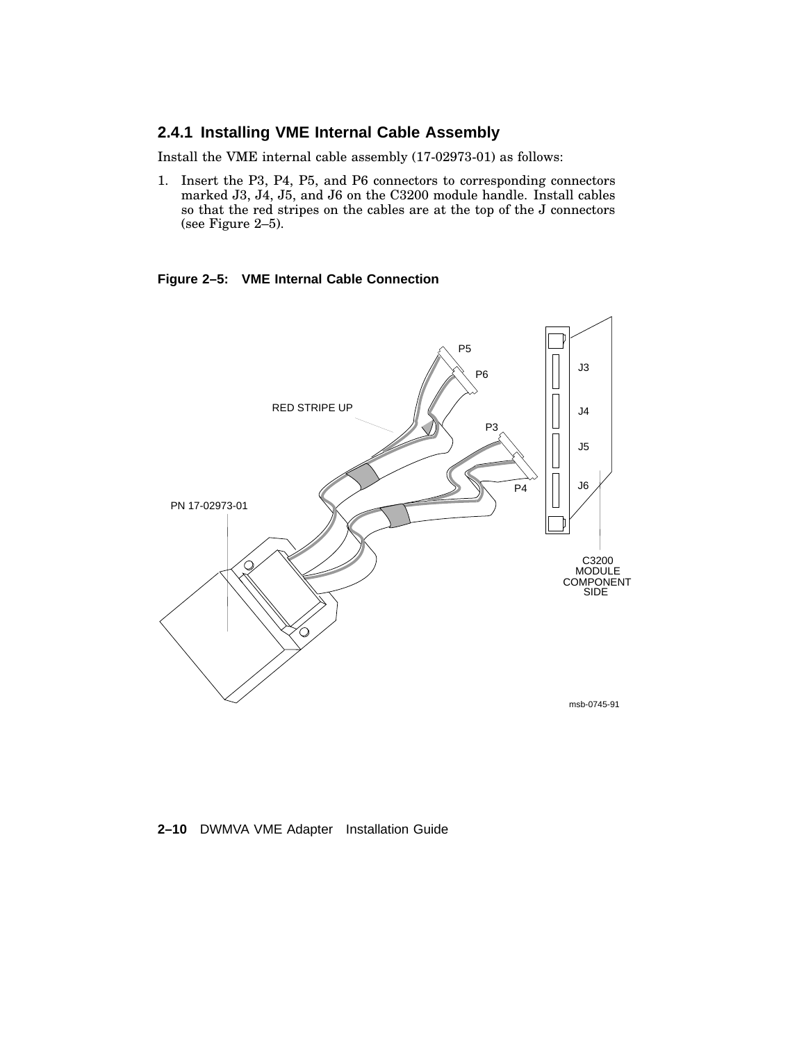### 2.4.1 Installing VME Internal Cable Assembly

Install the VME internal cable assembly (17-02973-01) as follows:

1. Insert the P3, P4, P5, and P6 connectors to corresponding connectors marked J3, J4, J5, and J6 on the C3200 module handle. Install cables so that the red stripes on the cables are at the top of the J connectors (see Figure 2–5).

**Figure 2–5: VME Internal Cable Connection**

P5
P6
RED STRIPE UP
P3
P4
PN 17-02973-01
J3
J4
J5
J6
C3200
MODULE
COMPONENT
SIDE
msb-0745-91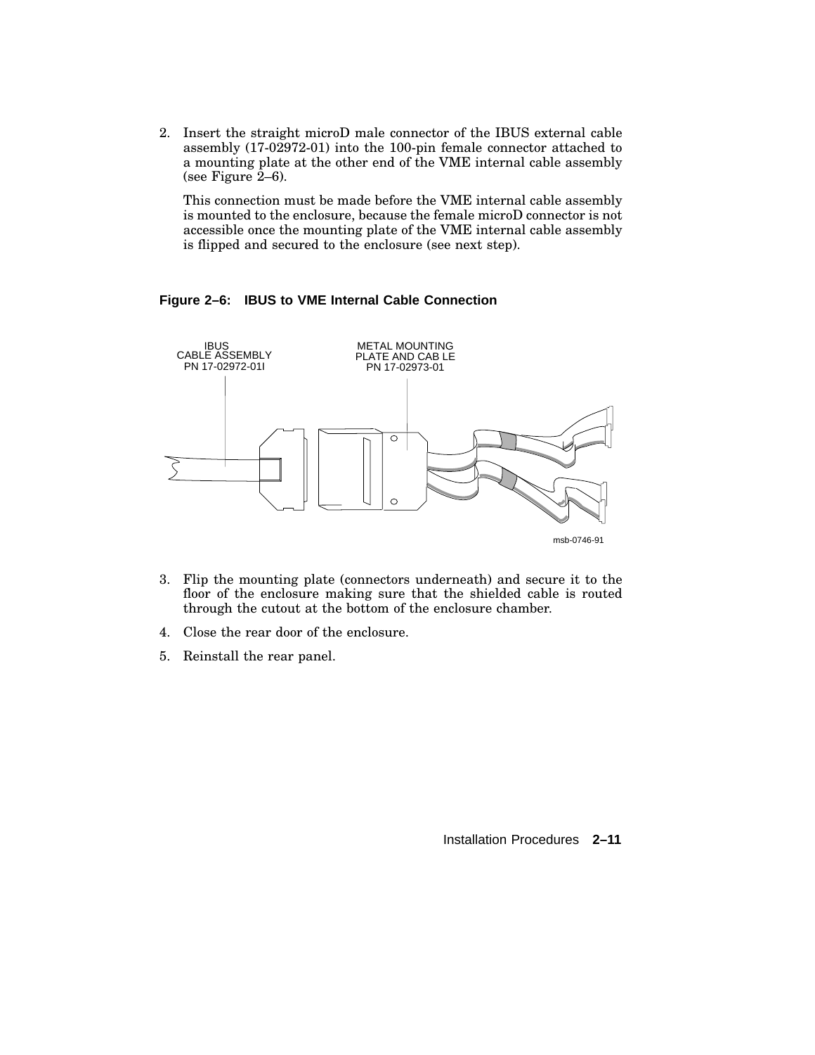2. Insert the straight microD male connector of the IBUS external cable assembly (17-02972-01) into the 100-pin female connector attached to a mounting plate at the other end of the VME internal cable assembly (see Figure 2–6).

   This connection must be made before the VME internal cable assembly is mounted to the enclosure, because the female microD connector is not accessible once the mounting plate of the VME internal cable assembly is flipped and secured to the enclosure (see next step).

**Figure 2–6: IBUS to VME Internal Cable Connection**

IBUS
CABLE ASSEMBLY
PN 17-02972-01I

METAL MOUNTING
PLATE AND CAB LE
PN 17-02973-01

msb-0746-91

3. Flip the mounting plate (connectors underneath) and secure it to the floor of the enclosure making sure that the shielded cable is routed through the cutout at the bottom of the enclosure chamber.
4. Close the rear door of the enclosure.
5. Reinstall the rear panel.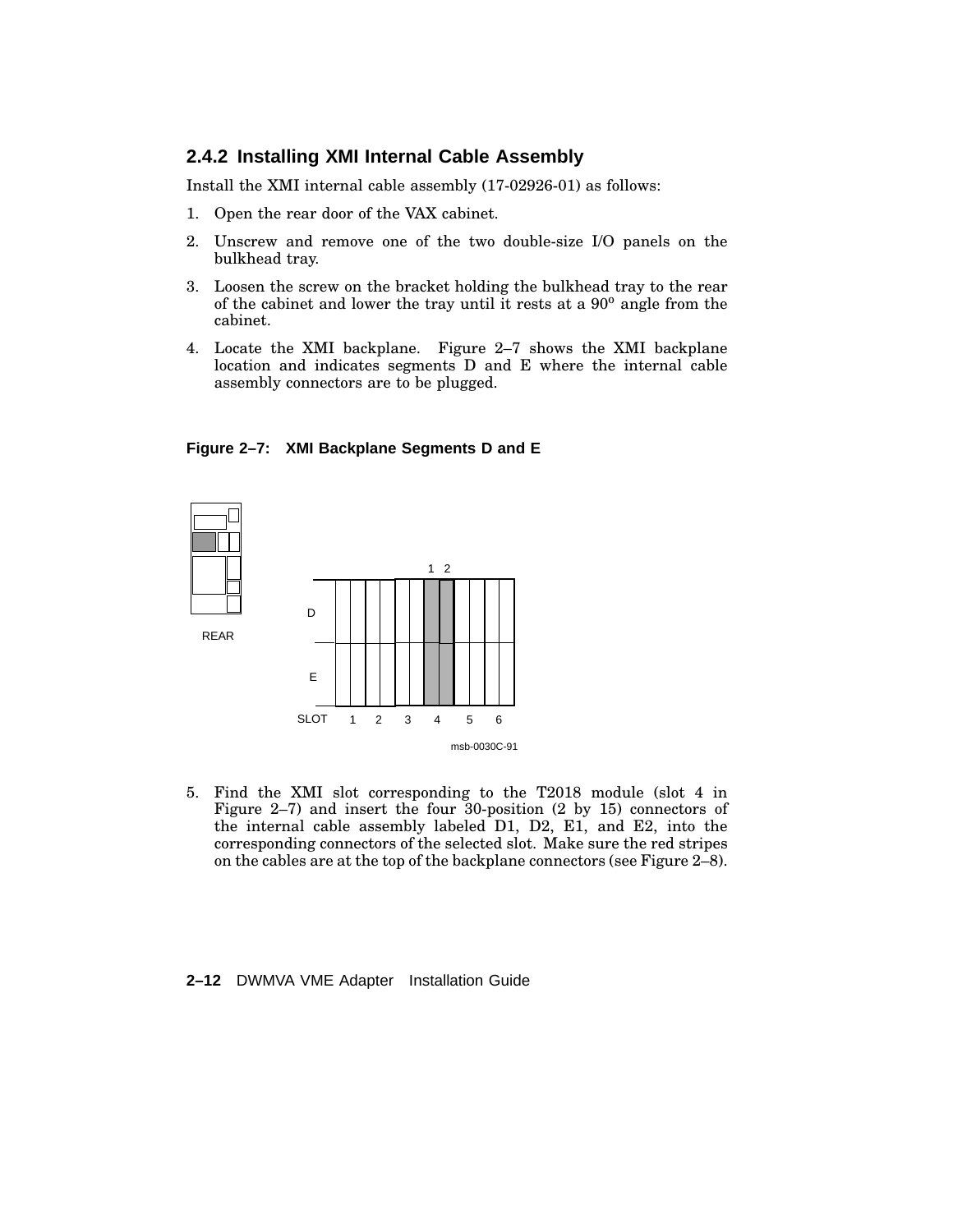### 2.4.2 Installing XMI Internal Cable Assembly

Install the XMI internal cable assembly (17-02926-01) as follows:

1. Open the rear door of the VAX cabinet.
2. Unscrew and remove one of the two double-size I/O panels on the bulkhead tray.
3. Loosen the screw on the bracket holding the bulkhead tray to the rear of the cabinet and lower the tray until it rests at a 90º angle from the cabinet.
4. Locate the XMI backplane. Figure 2–7 shows the XMI backplane location and indicates segments D and E where the internal cable assembly connectors are to be plugged.

**Figure 2–7: XMI Backplane Segments D and E**

5. Find the XMI slot corresponding to the T2018 module (slot 4 in Figure 2–7) and insert the four 30-position (2 by 15) connectors of the internal cable assembly labeled D1, D2, E1, and E2, into the corresponding connectors of the selected slot. Make sure the red stripes on the cables are at the top of the backplane connectors (see Figure 2–8).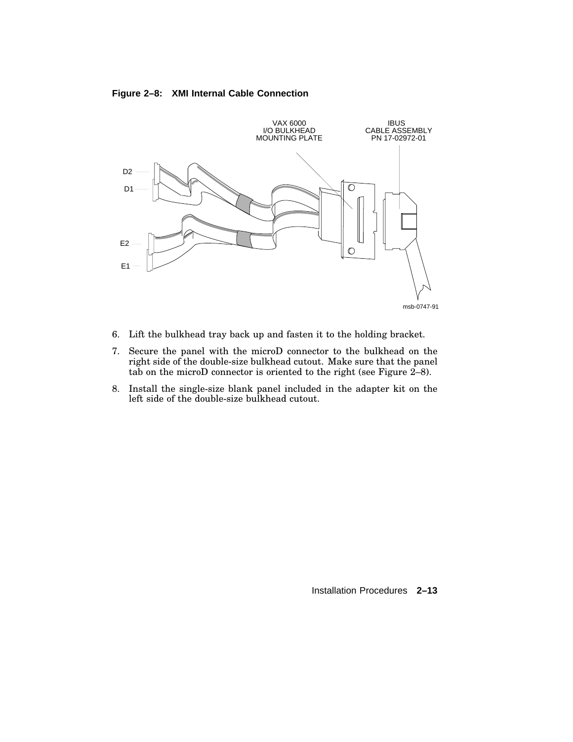**Figure 2–8: XMI Internal Cable Connection**

VAX 6000
I/O BULKHEAD
MOUNTING PLATE

IBUS
CABLE ASSEMBLY
PN 17-02972-01

D2

D1

E2

E1

msb-0747-91

6. Lift the bulkhead tray back up and fasten it to the holding bracket.
7. Secure the panel with the microD connector to the bulkhead on the right side of the double-size bulkhead cutout. Make sure that the panel tab on the microD connector is oriented to the right (see Figure 2–8).
8. Install the single-size blank panel included in the adapter kit on the left side of the double-size bulkhead cutout.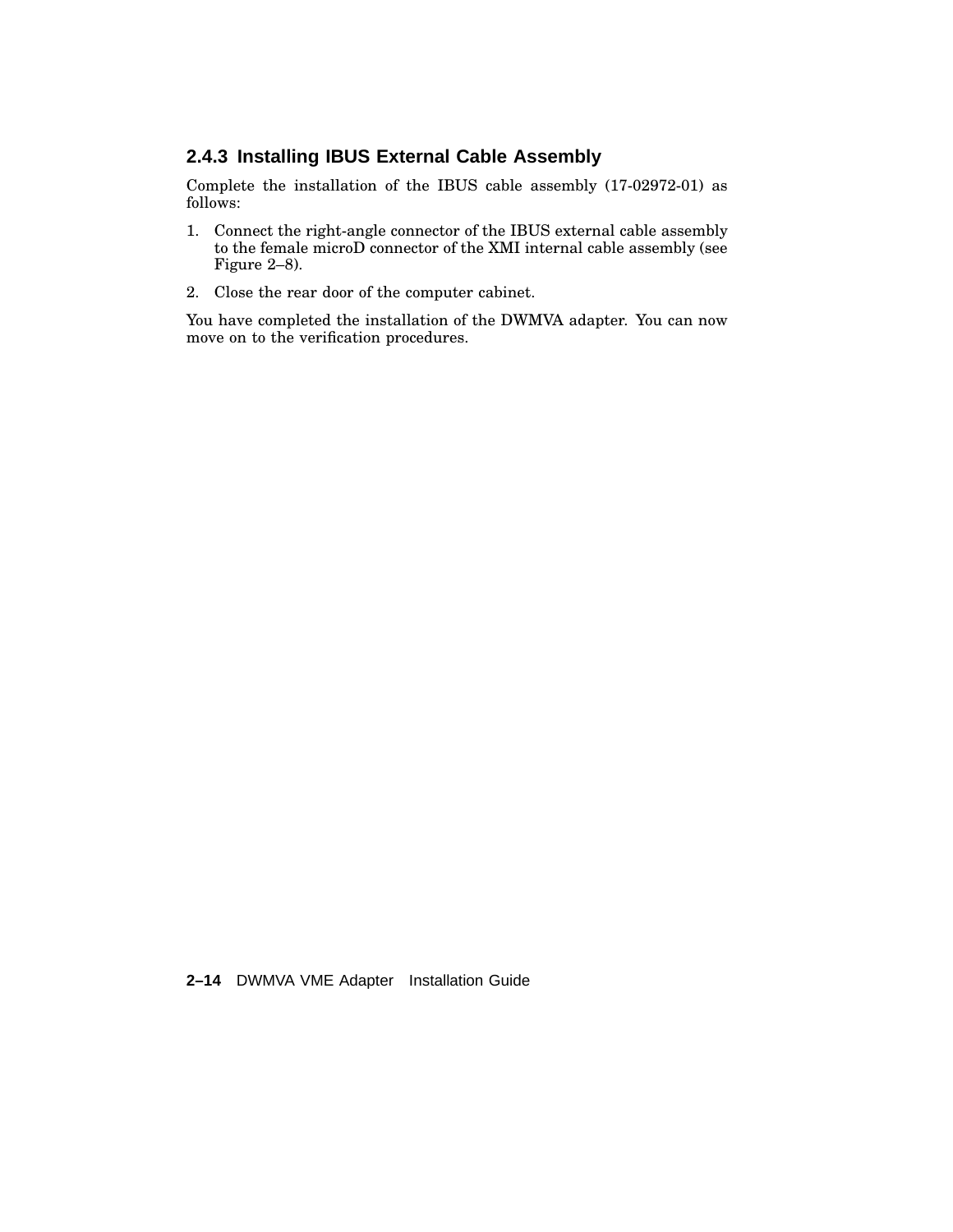### 2.4.3 Installing IBUS External Cable Assembly

Complete the installation of the IBUS cable assembly (17-02972-01) as follows:

1. Connect the right-angle connector of the IBUS external cable assembly to the female microD connector of the XMI internal cable assembly (see Figure 2–8).
2. Close the rear door of the computer cabinet.

You have completed the installation of the DWMVA adapter. You can now move on to the verification procedures.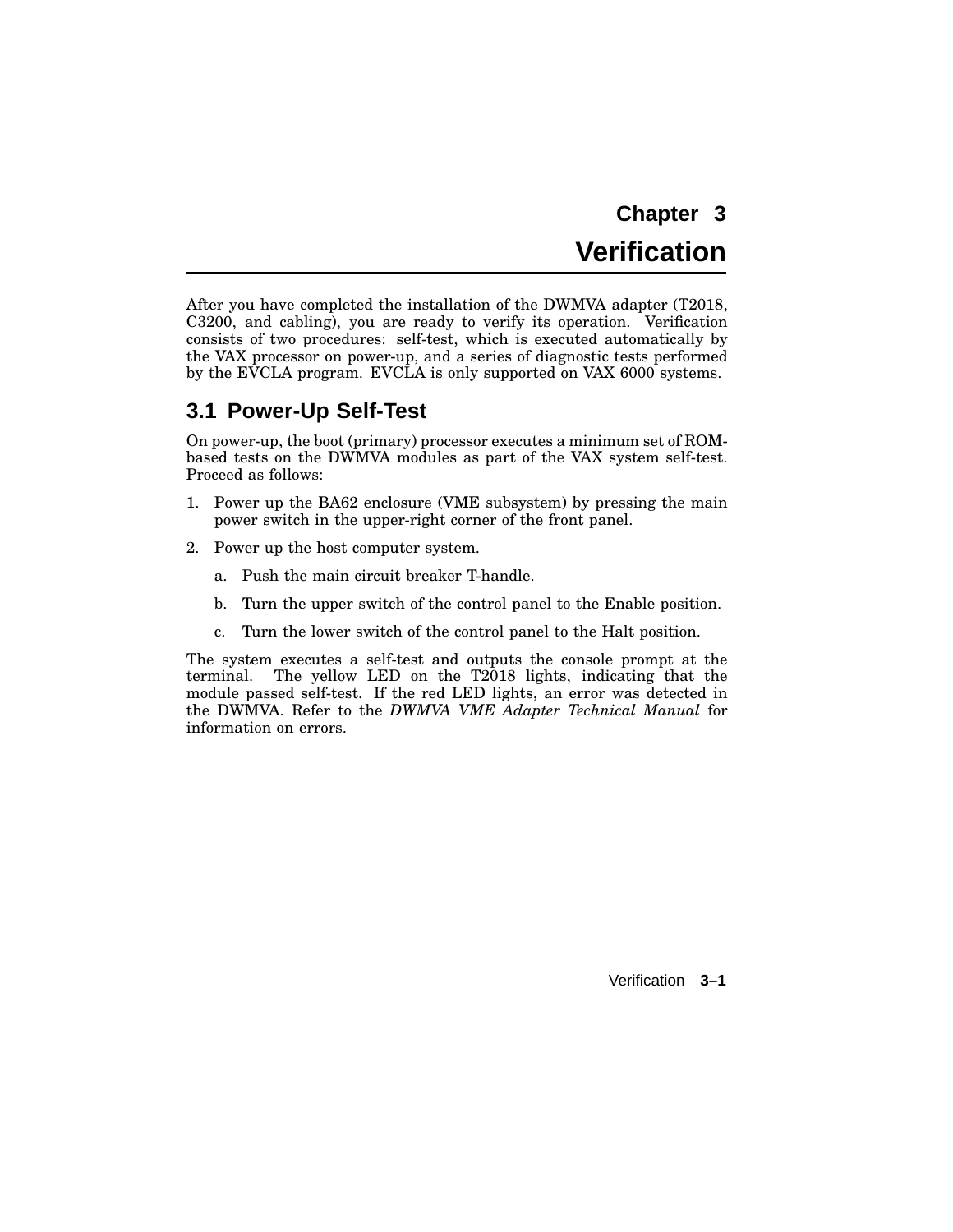# Chapter 3
# Verification

After you have completed the installation of the DWMVA adapter (T2018, C3200, and cabling), you are ready to verify its operation. Verification consists of two procedures: self-test, which is executed automatically by the VAX processor on power-up, and a series of diagnostic tests performed by the EVCLA program. EVCLA is only supported on VAX 6000 systems.

## 3.1 Power-Up Self-Test

On power-up, the boot (primary) processor executes a minimum set of ROM-based tests on the DWMVA modules as part of the VAX system self-test. Proceed as follows:

1. Power up the BA62 enclosure (VME subsystem) by pressing the main power switch in the upper-right corner of the front panel.
2. Power up the host computer system.
   a. Push the main circuit breaker T-handle.
   b. Turn the upper switch of the control panel to the Enable position.
   c. Turn the lower switch of the control panel to the Halt position.

The system executes a self-test and outputs the console prompt at the terminal. The yellow LED on the T2018 lights, indicating that the module passed self-test. If the red LED lights, an error was detected in the DWMVA. Refer to the *DWMVA VME Adapter Technical Manual* for information on errors.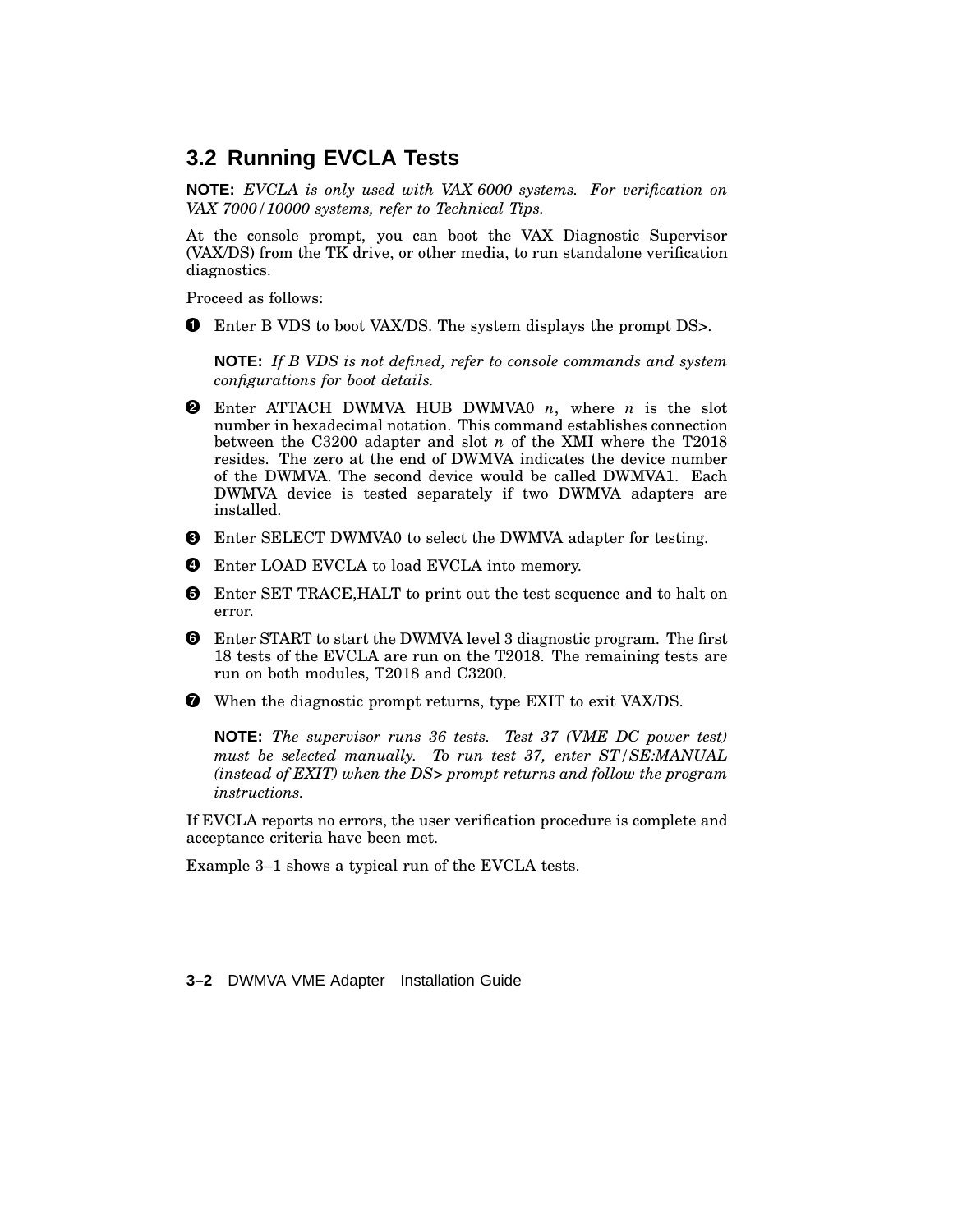## 3.2 Running EVCLA Tests

**NOTE:** *EVCLA is only used with VAX 6000 systems. For verification on VAX 7000/10000 systems, refer to Technical Tips.*

At the console prompt, you can boot the VAX Diagnostic Supervisor (VAX/DS) from the TK drive, or other media, to run standalone verification diagnostics.

Proceed as follows:

1. Enter B VDS to boot VAX/DS. The system displays the prompt DS>.

   **NOTE:** *If B VDS is not defined, refer to console commands and system configurations for boot details.*

2. Enter ATTACH DWMVA HUB DWMVA0 *n*, where *n* is the slot number in hexadecimal notation. This command establishes connection between the C3200 adapter and slot *n* of the XMI where the T2018 resides. The zero at the end of DWMVA indicates the device number of the DWMVA. The second device would be called DWMVA1. Each DWMVA device is tested separately if two DWMVA adapters are installed.

3. Enter SELECT DWMVA0 to select the DWMVA adapter for testing.

4. Enter LOAD EVCLA to load EVCLA into memory.

5. Enter SET TRACE,HALT to print out the test sequence and to halt on error.

6. Enter START to start the DWMVA level 3 diagnostic program. The first 18 tests of the EVCLA are run on the T2018. The remaining tests are run on both modules, T2018 and C3200.

7. When the diagnostic prompt returns, type EXIT to exit VAX/DS.

   **NOTE:** *The supervisor runs 36 tests. Test 37 (VME DC power test) must be selected manually. To run test 37, enter ST/SE:MANUAL (instead of EXIT) when the DS> prompt returns and follow the program instructions.*

If EVCLA reports no errors, the user verification procedure is complete and acceptance criteria have been met.

Example 3–1 shows a typical run of the EVCLA tests.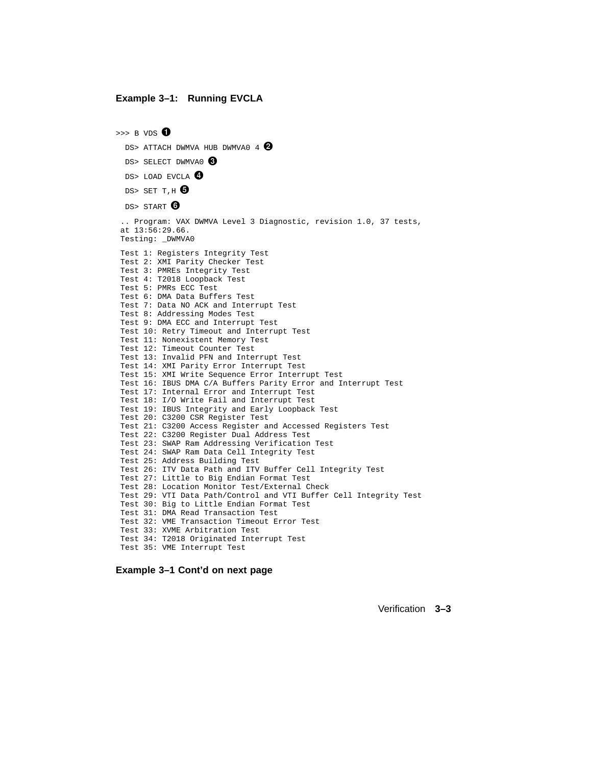**Example 3–1: Running EVCLA**

```
>>> B VDS ❶
  DS> ATTACH DWMVA HUB DWMVA0 4 ❷
  DS> SELECT DWMVA0 ❸
  DS> LOAD EVCLA ❹
  DS> SET T,H ❺
  DS> START ❻
 .. Program: VAX DWMVA Level 3 Diagnostic, revision 1.0, 37 tests,
 at 13:56:29.66.
 Testing: _DWMVA0
 Test 1: Registers Integrity Test
 Test 2: XMI Parity Checker Test
 Test 3: PMREs Integrity Test
 Test 4: T2018 Loopback Test
 Test 5: PMRs ECC Test
 Test 6: DMA Data Buffers Test
 Test 7: Data NO ACK and Interrupt Test
 Test 8: Addressing Modes Test
 Test 9: DMA ECC and Interrupt Test
 Test 10: Retry Timeout and Interrupt Test
 Test 11: Nonexistent Memory Test
 Test 12: Timeout Counter Test
 Test 13: Invalid PFN and Interrupt Test
 Test 14: XMI Parity Error Interrupt Test
 Test 15: XMI Write Sequence Error Interrupt Test
 Test 16: IBUS DMA C/A Buffers Parity Error and Interrupt Test
 Test 17: Internal Error and Interrupt Test
 Test 18: I/O Write Fail and Interrupt Test
 Test 19: IBUS Integrity and Early Loopback Test
 Test 20: C3200 CSR Register Test
 Test 21: C3200 Access Register and Accessed Registers Test
 Test 22: C3200 Register Dual Address Test
 Test 23: SWAP Ram Addressing Verification Test
 Test 24: SWAP Ram Data Cell Integrity Test
 Test 25: Address Building Test
 Test 26: ITV Data Path and ITV Buffer Cell Integrity Test
 Test 27: Little to Big Endian Format Test
 Test 28: Location Monitor Test/External Check
 Test 29: VTI Data Path/Control and VTI Buffer Cell Integrity Test
 Test 30: Big to Little Endian Format Test
 Test 31: DMA Read Transaction Test
 Test 32: VME Transaction Timeout Error Test
 Test 33: XVME Arbitration Test
 Test 34: T2018 Originated Interrupt Test
 Test 35: VME Interrupt Test
```

**Example 3–1 Cont'd on next page**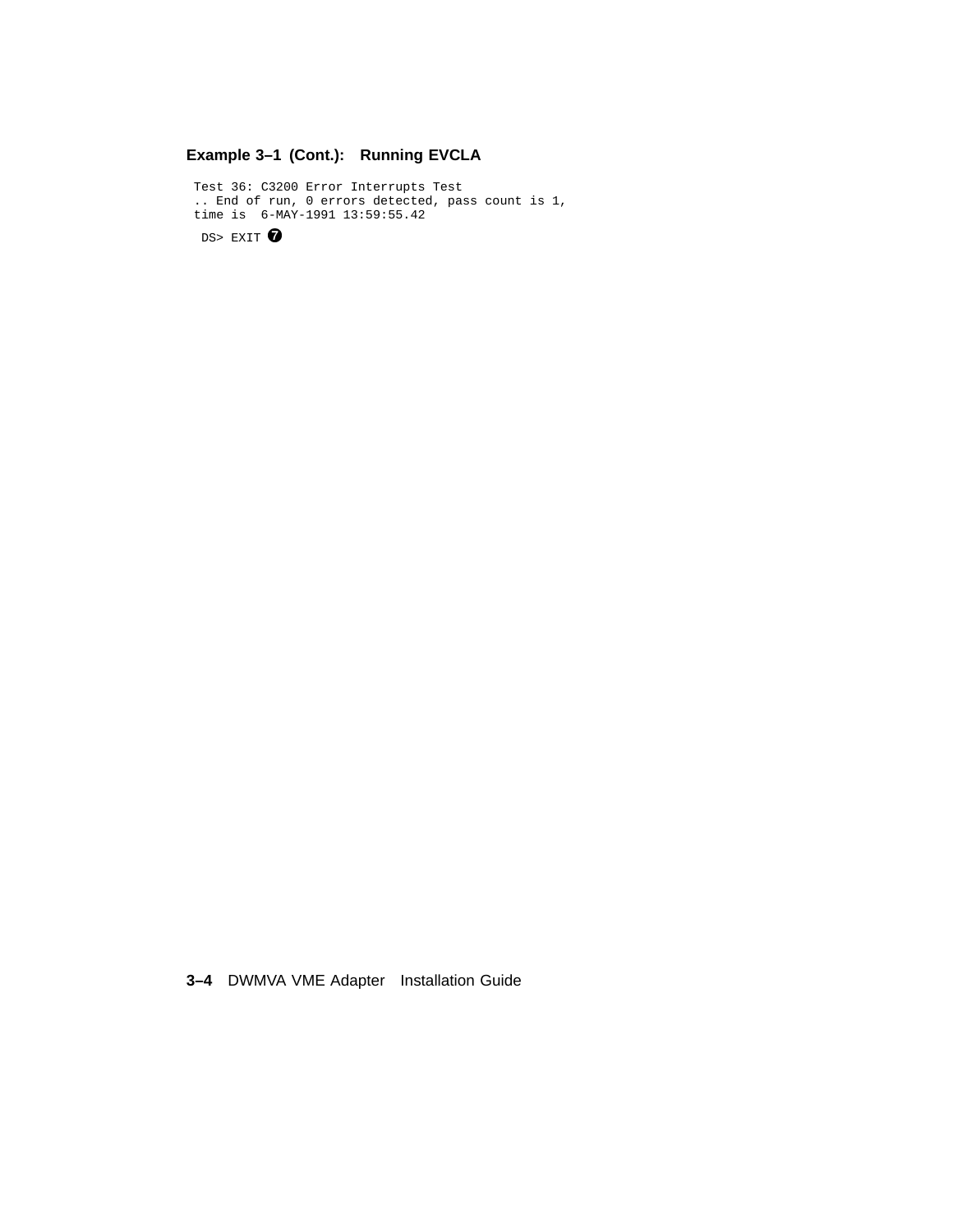**Example 3–1 (Cont.): Running EVCLA**

```
Test 36: C3200 Error Interrupts Test
.. End of run, 0 errors detected, pass count is 1,
time is  6-MAY-1991 13:59:55.42

 DS> EXIT ❼
```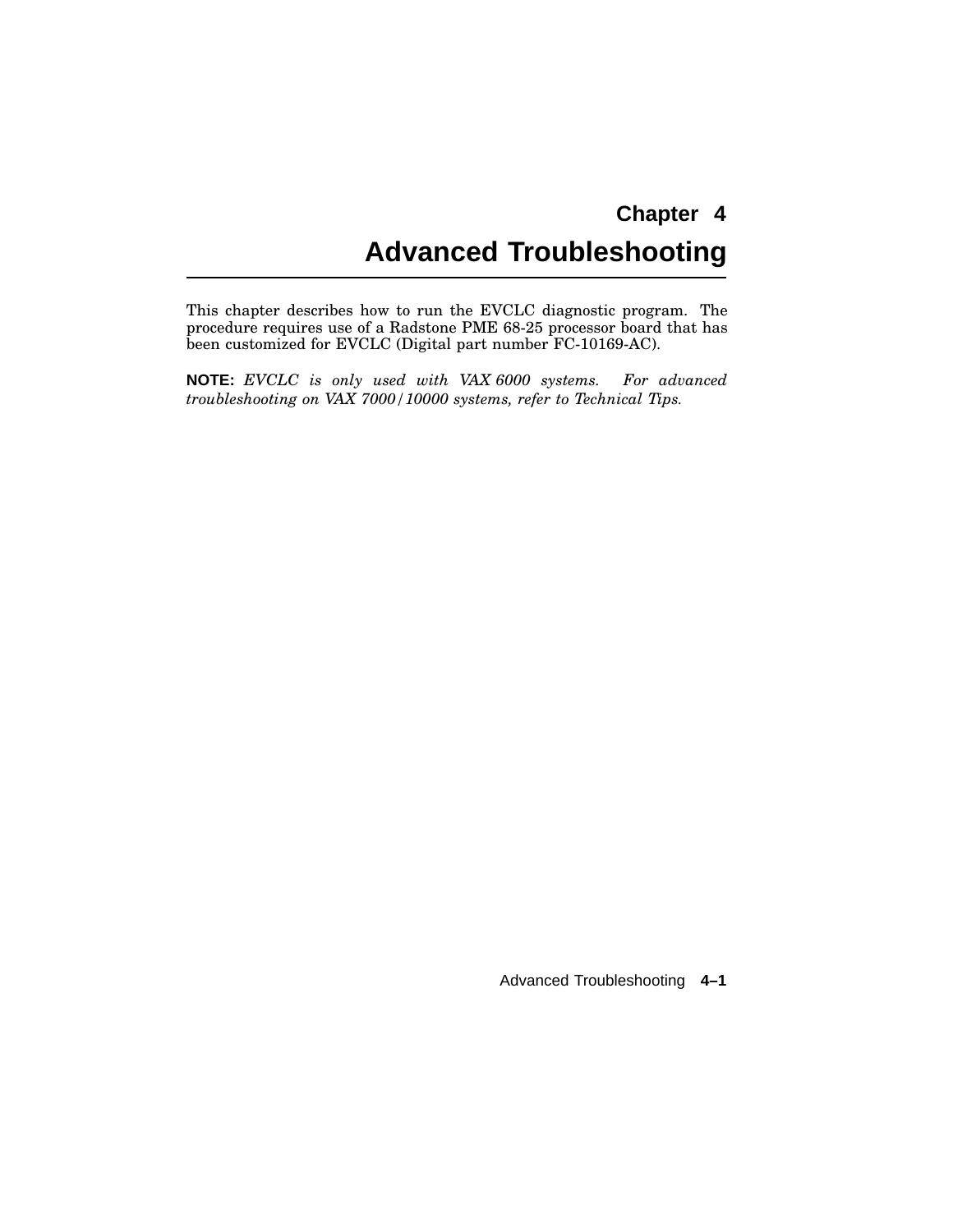# Chapter 4

# Advanced Troubleshooting

This chapter describes how to run the EVCLC diagnostic program. The procedure requires use of a Radstone PME 68-25 processor board that has been customized for EVCLC (Digital part number FC-10169-AC).

**NOTE:** *EVCLC is only used with VAX 6000 systems. For advanced troubleshooting on VAX 7000/10000 systems, refer to Technical Tips.*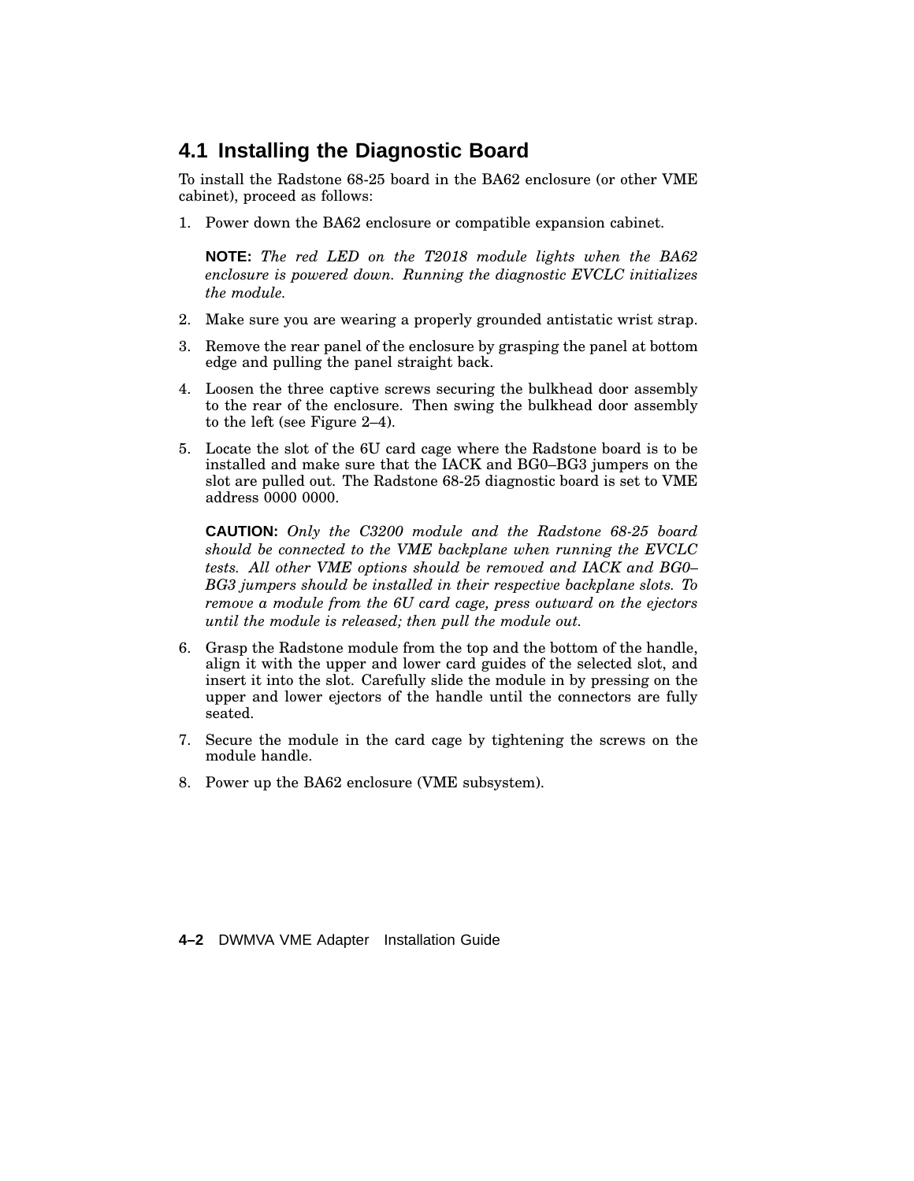## 4.1 Installing the Diagnostic Board

To install the Radstone 68-25 board in the BA62 enclosure (or other VME cabinet), proceed as follows:

1. Power down the BA62 enclosure or compatible expansion cabinet.

   **NOTE:** *The red LED on the T2018 module lights when the BA62 enclosure is powered down. Running the diagnostic EVCLC initializes the module.*

2. Make sure you are wearing a properly grounded antistatic wrist strap.
3. Remove the rear panel of the enclosure by grasping the panel at bottom edge and pulling the panel straight back.
4. Loosen the three captive screws securing the bulkhead door assembly to the rear of the enclosure. Then swing the bulkhead door assembly to the left (see Figure 2–4).
5. Locate the slot of the 6U card cage where the Radstone board is to be installed and make sure that the IACK and BG0–BG3 jumpers on the slot are pulled out. The Radstone 68-25 diagnostic board is set to VME address 0000 0000.

   **CAUTION:** *Only the C3200 module and the Radstone 68-25 board should be connected to the VME backplane when running the EVCLC tests. All other VME options should be removed and IACK and BG0–BG3 jumpers should be installed in their respective backplane slots. To remove a module from the 6U card cage, press outward on the ejectors until the module is released; then pull the module out.*

6. Grasp the Radstone module from the top and the bottom of the handle, align it with the upper and lower card guides of the selected slot, and insert it into the slot. Carefully slide the module in by pressing on the upper and lower ejectors of the handle until the connectors are fully seated.
7. Secure the module in the card cage by tightening the screws on the module handle.
8. Power up the BA62 enclosure (VME subsystem).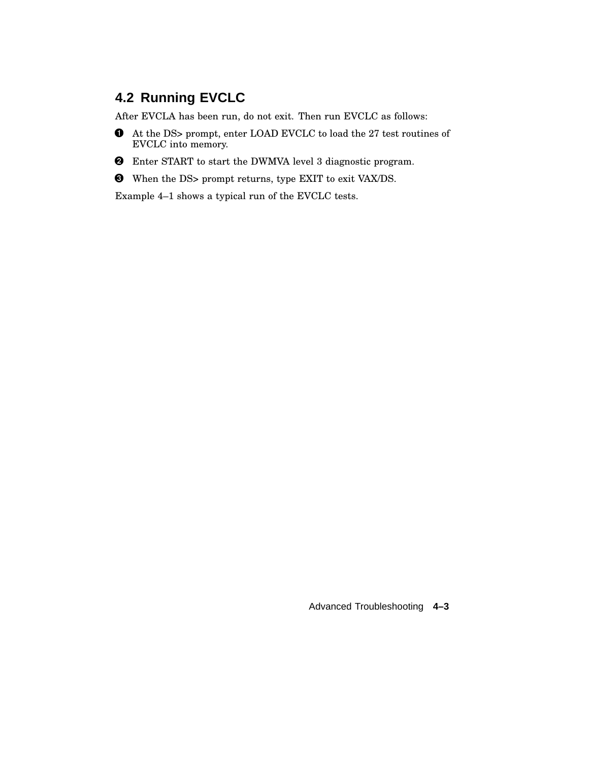## 4.2 Running EVCLC

After EVCLA has been run, do not exit. Then run EVCLC as follows:

❶ At the DS> prompt, enter LOAD EVCLC to load the 27 test routines of EVCLC into memory.

❷ Enter START to start the DWMVA level 3 diagnostic program.

❸ When the DS> prompt returns, type EXIT to exit VAX/DS.

Example 4–1 shows a typical run of the EVCLC tests.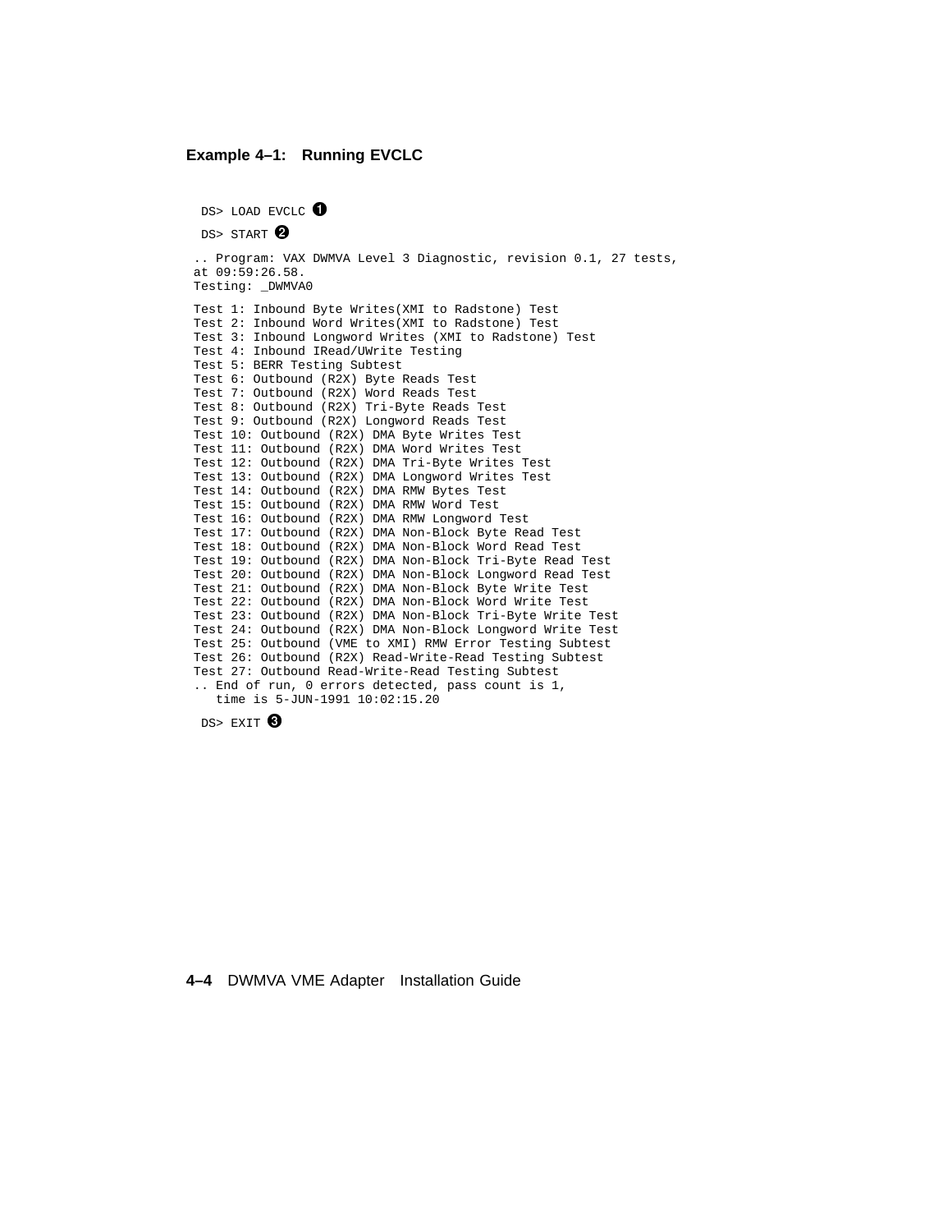**Example 4–1: Running EVCLC**

```
 DS> LOAD EVCLC ❶

 DS> START ❷

.. Program: VAX DWMVA Level 3 Diagnostic, revision 0.1, 27 tests,
at 09:59:26.58.
Testing: _DWMVA0

Test 1: Inbound Byte Writes(XMI to Radstone) Test
Test 2: Inbound Word Writes(XMI to Radstone) Test
Test 3: Inbound Longword Writes (XMI to Radstone) Test
Test 4: Inbound IRead/UWrite Testing
Test 5: BERR Testing Subtest
Test 6: Outbound (R2X) Byte Reads Test
Test 7: Outbound (R2X) Word Reads Test
Test 8: Outbound (R2X) Tri-Byte Reads Test
Test 9: Outbound (R2X) Longword Reads Test
Test 10: Outbound (R2X) DMA Byte Writes Test
Test 11: Outbound (R2X) DMA Word Writes Test
Test 12: Outbound (R2X) DMA Tri-Byte Writes Test
Test 13: Outbound (R2X) DMA Longword Writes Test
Test 14: Outbound (R2X) DMA RMW Bytes Test
Test 15: Outbound (R2X) DMA RMW Word Test
Test 16: Outbound (R2X) DMA RMW Longword Test
Test 17: Outbound (R2X) DMA Non-Block Byte Read Test
Test 18: Outbound (R2X) DMA Non-Block Word Read Test
Test 19: Outbound (R2X) DMA Non-Block Tri-Byte Read Test
Test 20: Outbound (R2X) DMA Non-Block Longword Read Test
Test 21: Outbound (R2X) DMA Non-Block Byte Write Test
Test 22: Outbound (R2X) DMA Non-Block Word Write Test
Test 23: Outbound (R2X) DMA Non-Block Tri-Byte Write Test
Test 24: Outbound (R2X) DMA Non-Block Longword Write Test
Test 25: Outbound (VME to XMI) RMW Error Testing Subtest
Test 26: Outbound (R2X) Read-Write-Read Testing Subtest
Test 27: Outbound Read-Write-Read Testing Subtest
.. End of run, 0 errors detected, pass count is 1,
   time is 5-JUN-1991 10:02:15.20

 DS> EXIT ❸
```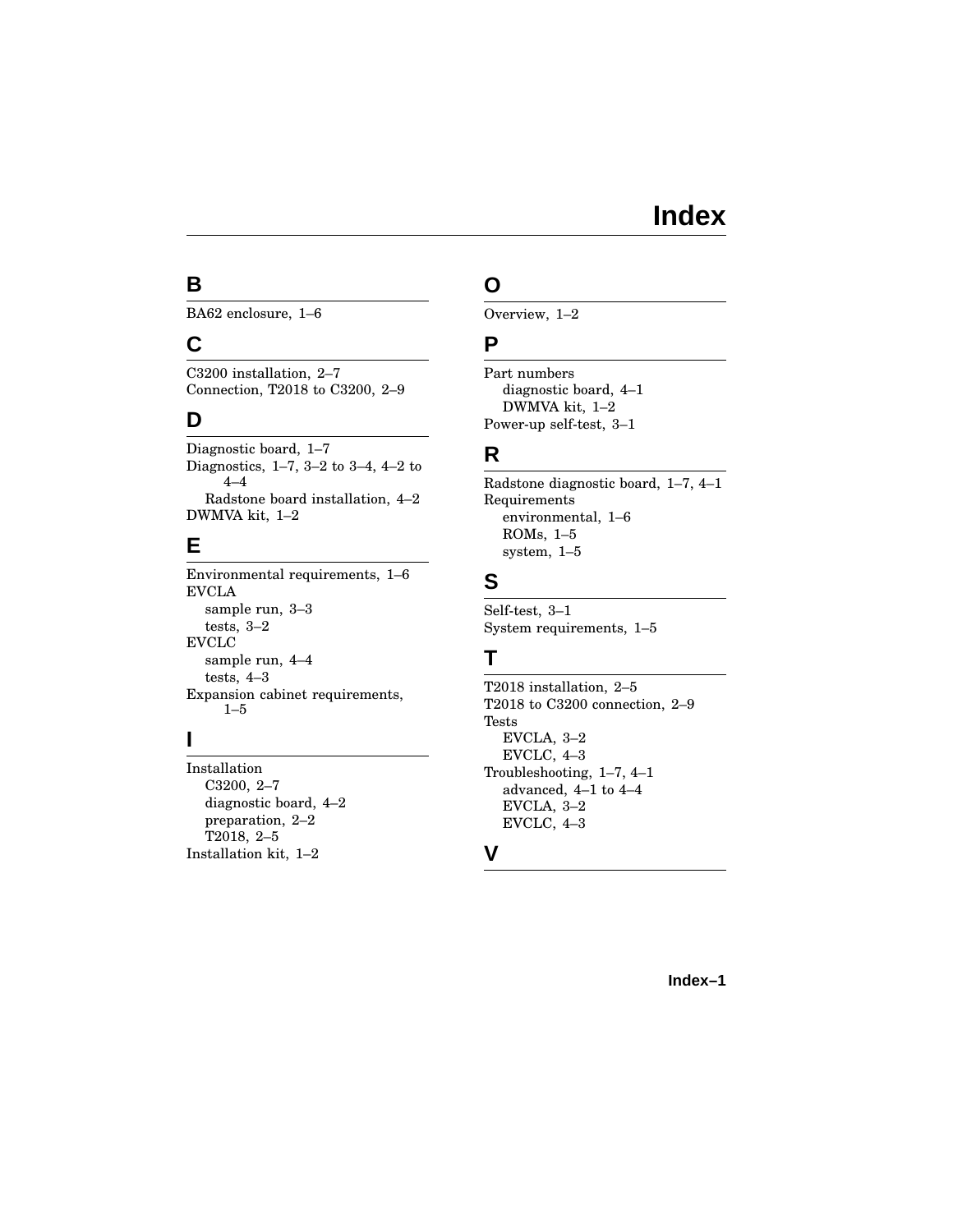# Index

## B

BA62 enclosure, 1–6

## C

C3200 installation, 2–7
Connection, T2018 to C3200, 2–9

## D

Diagnostic board, 1–7
Diagnostics, 1–7, 3–2 to 3–4, 4–2 to 4–4
- Radstone board installation, 4–2

DWMVA kit, 1–2

## E

Environmental requirements, 1–6
EVCLA
- sample run, 3–3
- tests, 3–2

EVCLC
- sample run, 4–4
- tests, 4–3

Expansion cabinet requirements, 1–5

## I

Installation
- C3200, 2–7
- diagnostic board, 4–2
- preparation, 2–2
- T2018, 2–5

Installation kit, 1–2

## O

Overview, 1–2

## P

Part numbers
- diagnostic board, 4–1
- DWMVA kit, 1–2

Power-up self-test, 3–1

## R

Radstone diagnostic board, 1–7, 4–1
Requirements
- environmental, 1–6
- ROMs, 1–5
- system, 1–5

## S

Self-test, 3–1
System requirements, 1–5

## T

T2018 installation, 2–5
T2018 to C3200 connection, 2–9
Tests
- EVCLA, 3–2
- EVCLC, 4–3

Troubleshooting, 1–7, 4–1
- advanced, 4–1 to 4–4
- EVCLA, 3–2
- EVCLC, 4–3

## V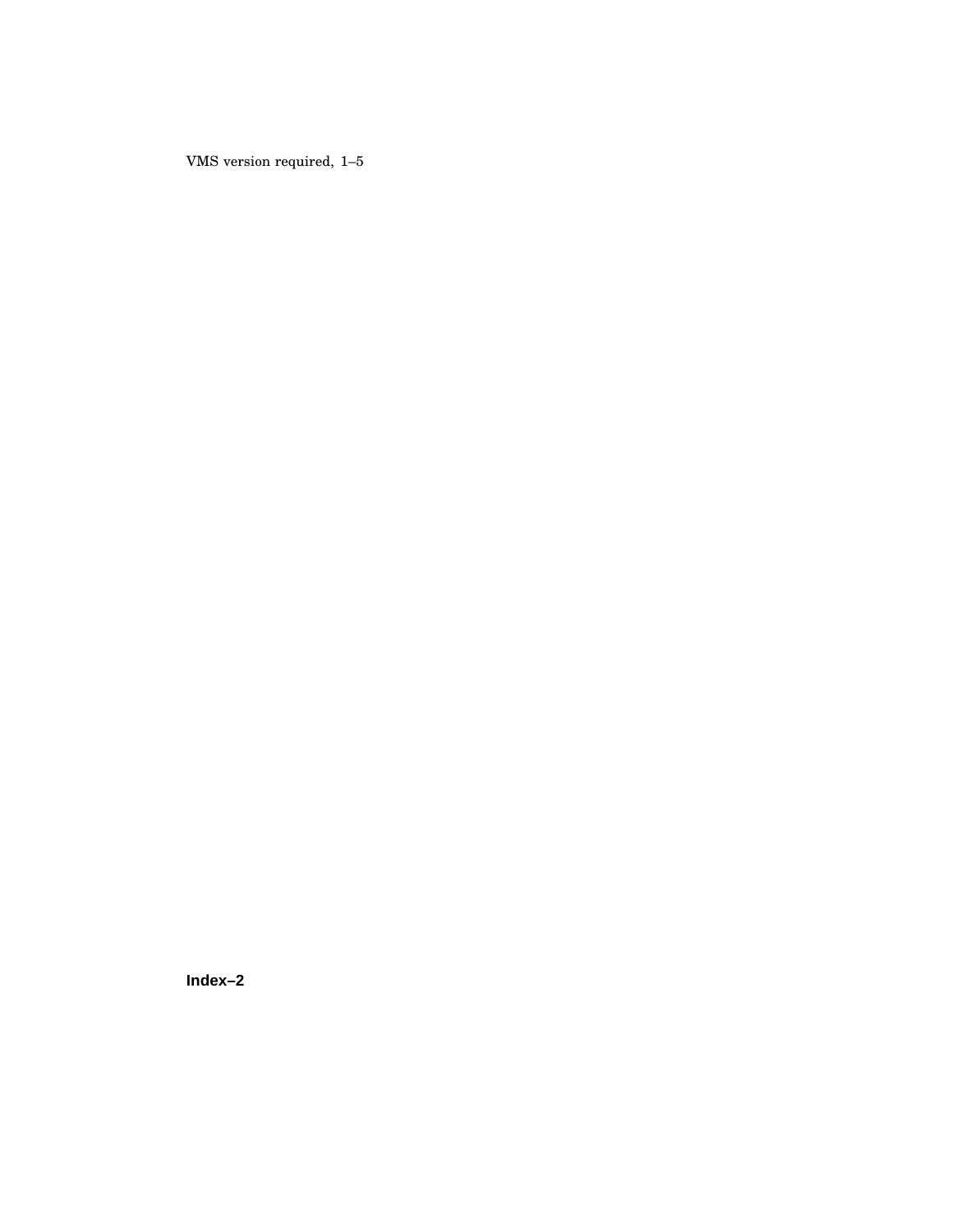VMS version required, 1–5